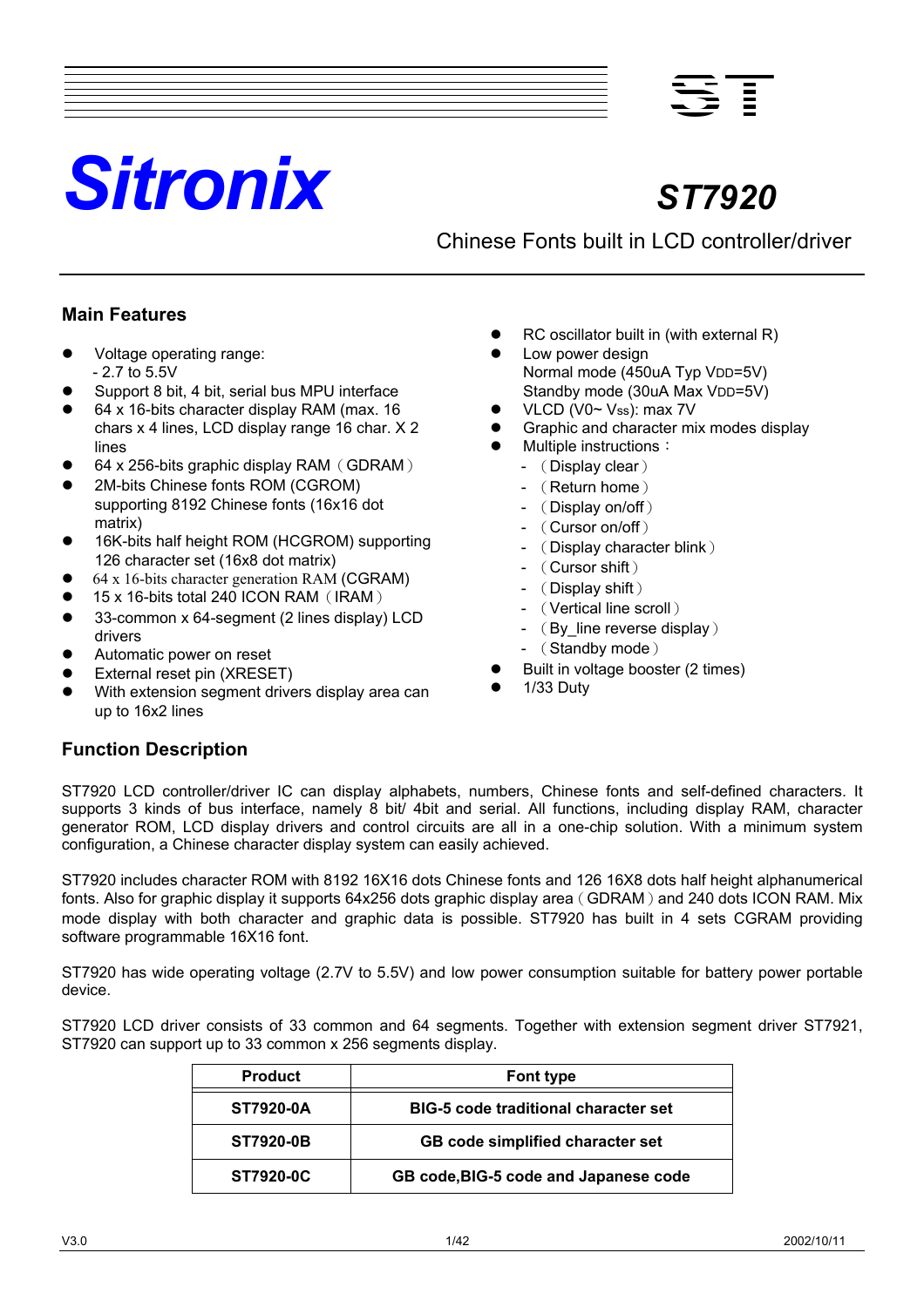# Sitronix

## ST7920

Chinese Fonts built in LCD controller/driver

### Main Features

- Voltage operating range:
  - 2.7 to 5.5V
- Support 8 bit, 4 bit, serial bus MPU interface
- 64 x 16-bits character display RAM (max. 16 chars x 4 lines, LCD display range 16 char. X 2 lines
- 64 x 256-bits graphic display RAM（GDRAM）
- 2M-bits Chinese fonts ROM (CGROM) supporting 8192 Chinese fonts (16x16 dot matrix)
- 16K-bits half height ROM (HCGROM) supporting 126 character set (16x8 dot matrix)
- 64 x 16-bits character generation RAM (CGRAM)
- 15 x 16-bits total 240 ICON RAM（IRAM）
- 33-common x 64-segment (2 lines display) LCD drivers
- Automatic power on reset
- External reset pin (XRESET)
- With extension segment drivers display area can up to 16x2 lines
- RC oscillator built in (with external R)
- Low power design
  Normal mode (450uA Typ $V_{DD}$=5V)
  Standby mode (30uA Max $V_{DD}$=5V)
- VLCD (V0~ $V_{SS}$): max 7V
- Graphic and character mix modes display
- Multiple instructions：
  - （Display clear）
  - （Return home）
  - （Display on/off）
  - （Cursor on/off）
  - （Display character blink）
  - （Cursor shift）
  - （Display shift）
  - （Vertical line scroll）
  - （By_line reverse display）
  - （Standby mode）
- Built in voltage booster (2 times)
- 1/33 Duty

### Function Description

ST7920 LCD controller/driver IC can display alphabets, numbers, Chinese fonts and self-defined characters. It supports 3 kinds of bus interface, namely 8 bit/ 4bit and serial. All functions, including display RAM, character generator ROM, LCD display drivers and control circuits are all in a one-chip solution. With a minimum system configuration, a Chinese character display system can easily achieved.

ST7920 includes character ROM with 8192 16X16 dots Chinese fonts and 126 16X8 dots half height alphanumerical fonts. Also for graphic display it supports 64x256 dots graphic display area（GDRAM）and 240 dots ICON RAM. Mix mode display with both character and graphic data is possible. ST7920 has built in 4 sets CGRAM providing software programmable 16X16 font.

ST7920 has wide operating voltage (2.7V to 5.5V) and low power consumption suitable for battery power portable device.

ST7920 LCD driver consists of 33 common and 64 segments. Together with extension segment driver ST7921, ST7920 can support up to 33 common x 256 segments display.

| Product | Font type |
|---|---|
| **ST7920-0A** | **BIG-5 code traditional character set** |
| **ST7920-0B** | **GB code simplified character set** |
| **ST7920-0C** | **GB code,BIG-5 code and Japanese code** |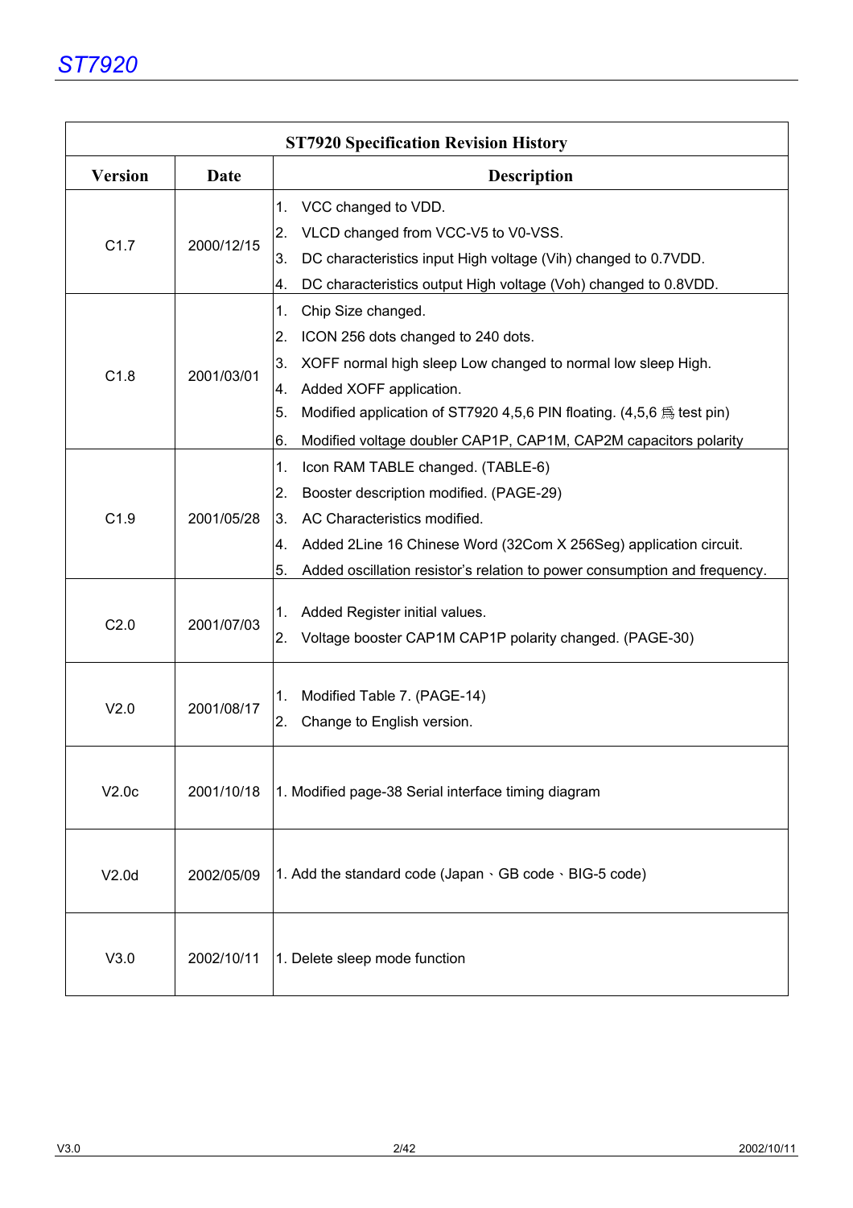## ST7920 Specification Revision History

| Version | Date | Description |
|---|---|---|
| C1.7 | 2000/12/15 | 1. VCC changed to VDD.<br>2. VLCD changed from VCC-V5 to V0-VSS.<br>3. DC characteristics input High voltage (Vih) changed to 0.7VDD.<br>4. DC characteristics output High voltage (Voh) changed to 0.8VDD. |
| C1.8 | 2001/03/01 | 1. Chip Size changed.<br>2. ICON 256 dots changed to 240 dots.<br>3. XOFF normal high sleep Low changed to normal low sleep High.<br>4. Added XOFF application.<br>5. Modified application of ST7920 4,5,6 PIN floating. (4,5,6 爲 test pin)<br>6. Modified voltage doubler CAP1P, CAP1M, CAP2M capacitors polarity |
| C1.9 | 2001/05/28 | 1. Icon RAM TABLE changed. (TABLE-6)<br>2. Booster description modified. (PAGE-29)<br>3. AC Characteristics modified.<br>4. Added 2Line 16 Chinese Word (32Com X 256Seg) application circuit.<br>5. Added oscillation resistor's relation to power consumption and frequency. |
| C2.0 | 2001/07/03 | 1. Added Register initial values.<br>2. Voltage booster CAP1M CAP1P polarity changed. (PAGE-30) |
| V2.0 | 2001/08/17 | 1. Modified Table 7. (PAGE-14)<br>2. Change to English version. |
| V2.0c | 2001/10/18 | 1. Modified page-38 Serial interface timing diagram |
| V2.0d | 2002/05/09 | 1. Add the standard code (Japan、GB code、BIG-5 code) |
| V3.0 | 2002/10/11 | 1. Delete sleep mode function |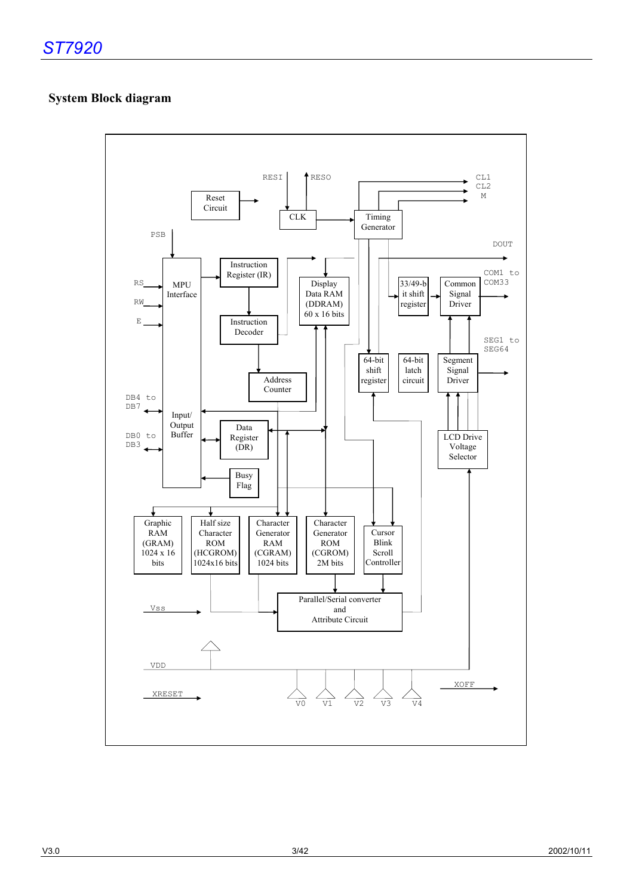## System Block diagram

Reset Circuit

RESI

RESO

CLK

Timing Generator

CL1

CL2

M

PSB

DOUT

MPU Interface

RS

RW

E

Instruction Register (IR)

Instruction Decoder

Display Data RAM (DDRAM) 60 x 16 bits

33/49-bit shift register

Common Signal Driver

COM1 to COM33

SEG1 to SEG64

64-bit shift register

64-bit latch circuit

Segment Signal Driver

Address Counter

DB4 to DB7

DB0 to DB3

Input/ Output Buffer

Data Register (DR)

LCD Drive Voltage Selector

Busy Flag

Graphic RAM (GRAM) 1024 x 16 bits

Half size Character ROM (HCGROM) 1024x16 bits

Character Generator RAM (CGRAM) 1024 bits

Character Generator ROM (CGROM) 2M bits

Cursor Blink Scroll Controller

Vss

Parallel/Serial converter and Attribute Circuit

VDD

XRESET

V0 V1 V2 V3 V4

XOFF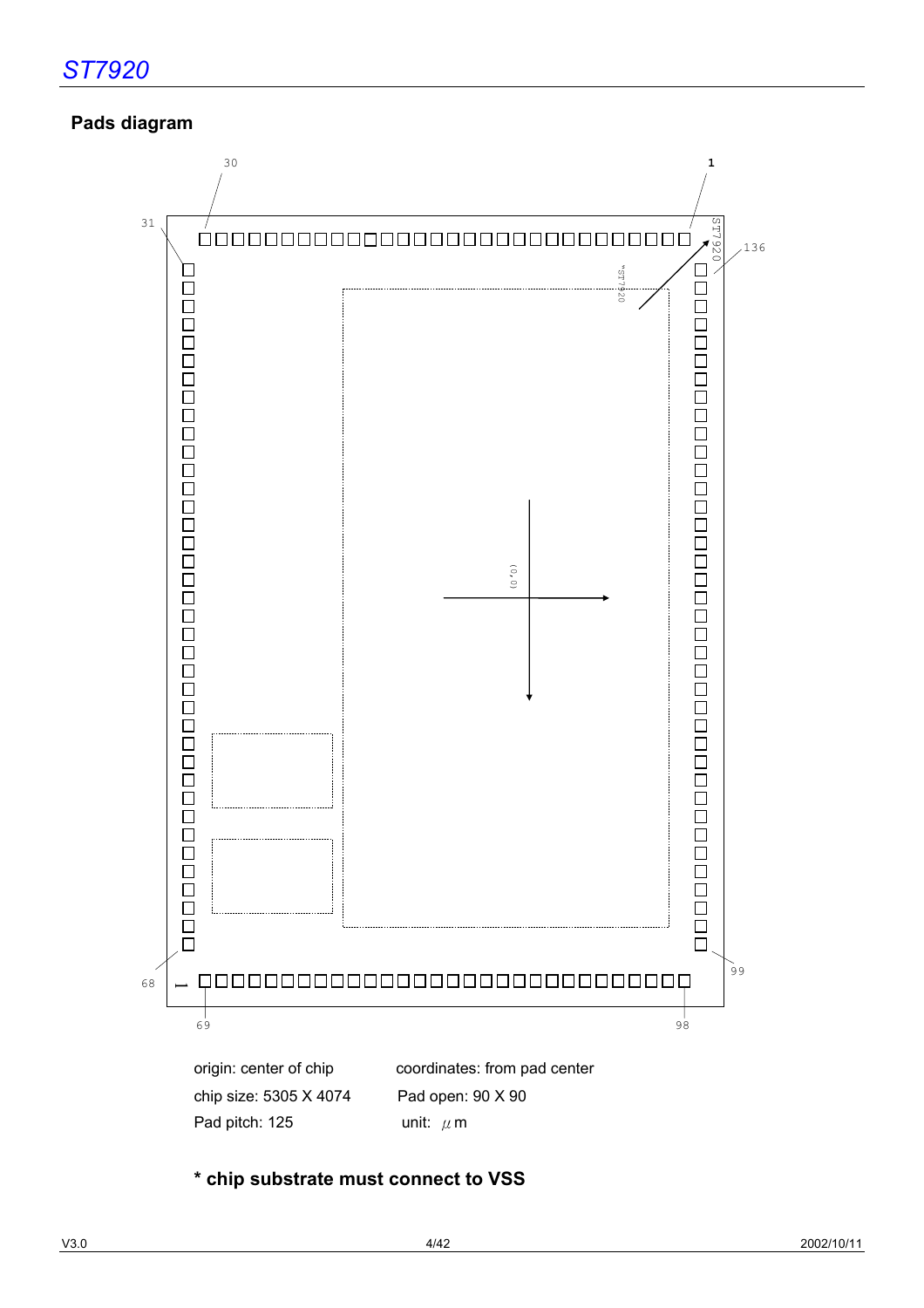## Pads diagram

origin: center of chip

chip size: 5305 X 4074

Pad pitch: 125

coordinates: from pad center

Pad open: 90 X 90

unit: $\mu$m

**\* chip substrate must connect to VSS**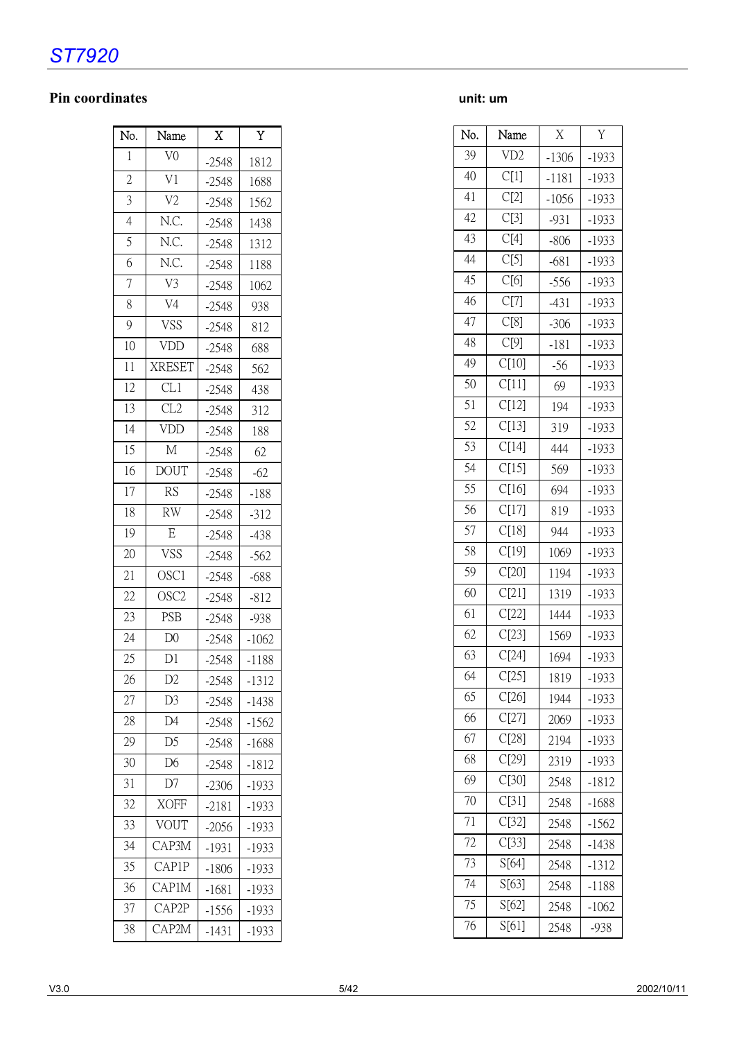## Pin coordinates

unit: um

| No. | Name | X | Y |
|---|---|---|---|
| 1 | V0 | -2548 | 1812 |
| 2 | V1 | -2548 | 1688 |
| 3 | V2 | -2548 | 1562 |
| 4 | N.C. | -2548 | 1438 |
| 5 | N.C. | -2548 | 1312 |
| 6 | N.C. | -2548 | 1188 |
| 7 | V3 | -2548 | 1062 |
| 8 | V4 | -2548 | 938 |
| 9 | VSS | -2548 | 812 |
| 10 | VDD | -2548 | 688 |
| 11 | XRESET | -2548 | 562 |
| 12 | CL1 | -2548 | 438 |
| 13 | CL2 | -2548 | 312 |
| 14 | VDD | -2548 | 188 |
| 15 | M | -2548 | 62 |
| 16 | DOUT | -2548 | -62 |
| 17 | RS | -2548 | -188 |
| 18 | RW | -2548 | -312 |
| 19 | E | -2548 | -438 |
| 20 | VSS | -2548 | -562 |
| 21 | OSC1 | -2548 | -688 |
| 22 | OSC2 | -2548 | -812 |
| 23 | PSB | -2548 | -938 |
| 24 | D0 | -2548 | -1062 |
| 25 | D1 | -2548 | -1188 |
| 26 | D2 | -2548 | -1312 |
| 27 | D3 | -2548 | -1438 |
| 28 | D4 | -2548 | -1562 |
| 29 | D5 | -2548 | -1688 |
| 30 | D6 | -2548 | -1812 |
| 31 | D7 | -2306 | -1933 |
| 32 | XOFF | -2181 | -1933 |
| 33 | VOUT | -2056 | -1933 |
| 34 | CAP3M | -1931 | -1933 |
| 35 | CAP1P | -1806 | -1933 |
| 36 | CAP1M | -1681 | -1933 |
| 37 | CAP2P | -1556 | -1933 |
| 38 | CAP2M | -1431 | -1933 |
| 39 | VD2 | -1306 | -1933 |
| 40 | C[1] | -1181 | -1933 |
| 41 | C[2] | -1056 | -1933 |
| 42 | C[3] | -931 | -1933 |
| 43 | C[4] | -806 | -1933 |
| 44 | C[5] | -681 | -1933 |
| 45 | C[6] | -556 | -1933 |
| 46 | C[7] | -431 | -1933 |
| 47 | C[8] | -306 | -1933 |
| 48 | C[9] | -181 | -1933 |
| 49 | C[10] | -56 | -1933 |
| 50 | C[11] | 69 | -1933 |
| 51 | C[12] | 194 | -1933 |
| 52 | C[13] | 319 | -1933 |
| 53 | C[14] | 444 | -1933 |
| 54 | C[15] | 569 | -1933 |
| 55 | C[16] | 694 | -1933 |
| 56 | C[17] | 819 | -1933 |
| 57 | C[18] | 944 | -1933 |
| 58 | C[19] | 1069 | -1933 |
| 59 | C[20] | 1194 | -1933 |
| 60 | C[21] | 1319 | -1933 |
| 61 | C[22] | 1444 | -1933 |
| 62 | C[23] | 1569 | -1933 |
| 63 | C[24] | 1694 | -1933 |
| 64 | C[25] | 1819 | -1933 |
| 65 | C[26] | 1944 | -1933 |
| 66 | C[27] | 2069 | -1933 |
| 67 | C[28] | 2194 | -1933 |
| 68 | C[29] | 2319 | -1933 |
| 69 | C[30] | 2548 | -1812 |
| 70 | C[31] | 2548 | -1688 |
| 71 | C[32] | 2548 | -1562 |
| 72 | C[33] | 2548 | -1438 |
| 73 | S[64] | 2548 | -1312 |
| 74 | S[63] | 2548 | -1188 |
| 75 | S[62] | 2548 | -1062 |
| 76 | S[61] | 2548 | -938 |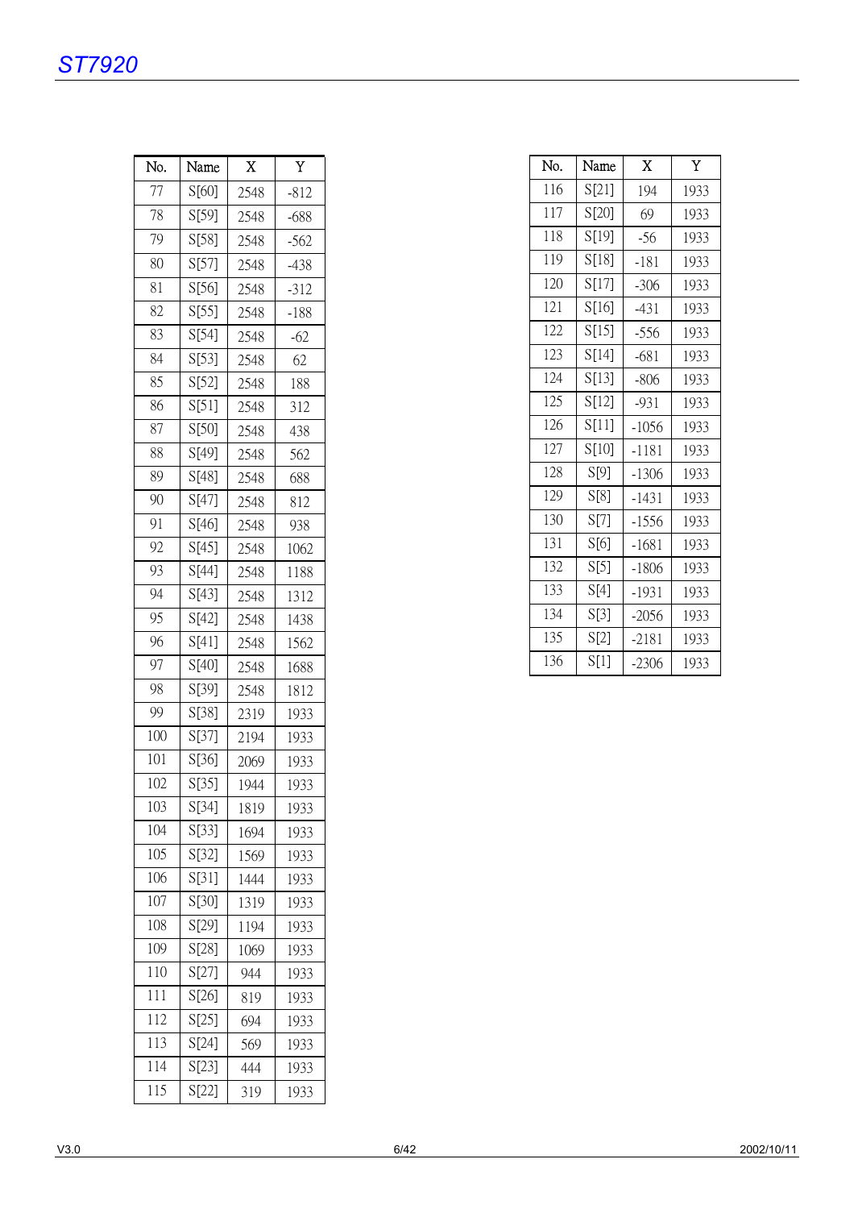| No. | Name | X | Y |
|---|---|---|---|
| 77 | S[60] | 2548 | -812 |
| 78 | S[59] | 2548 | -688 |
| 79 | S[58] | 2548 | -562 |
| 80 | S[57] | 2548 | -438 |
| 81 | S[56] | 2548 | -312 |
| 82 | S[55] | 2548 | -188 |
| 83 | S[54] | 2548 | -62 |
| 84 | S[53] | 2548 | 62 |
| 85 | S[52] | 2548 | 188 |
| 86 | S[51] | 2548 | 312 |
| 87 | S[50] | 2548 | 438 |
| 88 | S[49] | 2548 | 562 |
| 89 | S[48] | 2548 | 688 |
| 90 | S[47] | 2548 | 812 |
| 91 | S[46] | 2548 | 938 |
| 92 | S[45] | 2548 | 1062 |
| 93 | S[44] | 2548 | 1188 |
| 94 | S[43] | 2548 | 1312 |
| 95 | S[42] | 2548 | 1438 |
| 96 | S[41] | 2548 | 1562 |
| 97 | S[40] | 2548 | 1688 |
| 98 | S[39] | 2548 | 1812 |
| 99 | S[38] | 2319 | 1933 |
| 100 | S[37] | 2194 | 1933 |
| 101 | S[36] | 2069 | 1933 |
| 102 | S[35] | 1944 | 1933 |
| 103 | S[34] | 1819 | 1933 |
| 104 | S[33] | 1694 | 1933 |
| 105 | S[32] | 1569 | 1933 |
| 106 | S[31] | 1444 | 1933 |
| 107 | S[30] | 1319 | 1933 |
| 108 | S[29] | 1194 | 1933 |
| 109 | S[28] | 1069 | 1933 |
| 110 | S[27] | 944 | 1933 |
| 111 | S[26] | 819 | 1933 |
| 112 | S[25] | 694 | 1933 |
| 113 | S[24] | 569 | 1933 |
| 114 | S[23] | 444 | 1933 |
| 115 | S[22] | 319 | 1933 |

| No. | Name | X | Y |
|---|---|---|---|
| 116 | S[21] | 194 | 1933 |
| 117 | S[20] | 69 | 1933 |
| 118 | S[19] | -56 | 1933 |
| 119 | S[18] | -181 | 1933 |
| 120 | S[17] | -306 | 1933 |
| 121 | S[16] | -431 | 1933 |
| 122 | S[15] | -556 | 1933 |
| 123 | S[14] | -681 | 1933 |
| 124 | S[13] | -806 | 1933 |
| 125 | S[12] | -931 | 1933 |
| 126 | S[11] | -1056 | 1933 |
| 127 | S[10] | -1181 | 1933 |
| 128 | S[9] | -1306 | 1933 |
| 129 | S[8] | -1431 | 1933 |
| 130 | S[7] | -1556 | 1933 |
| 131 | S[6] | -1681 | 1933 |
| 132 | S[5] | -1806 | 1933 |
| 133 | S[4] | -1931 | 1933 |
| 134 | S[3] | -2056 | 1933 |
| 135 | S[2] | -2181 | 1933 |
| 136 | S[1] | -2306 | 1933 |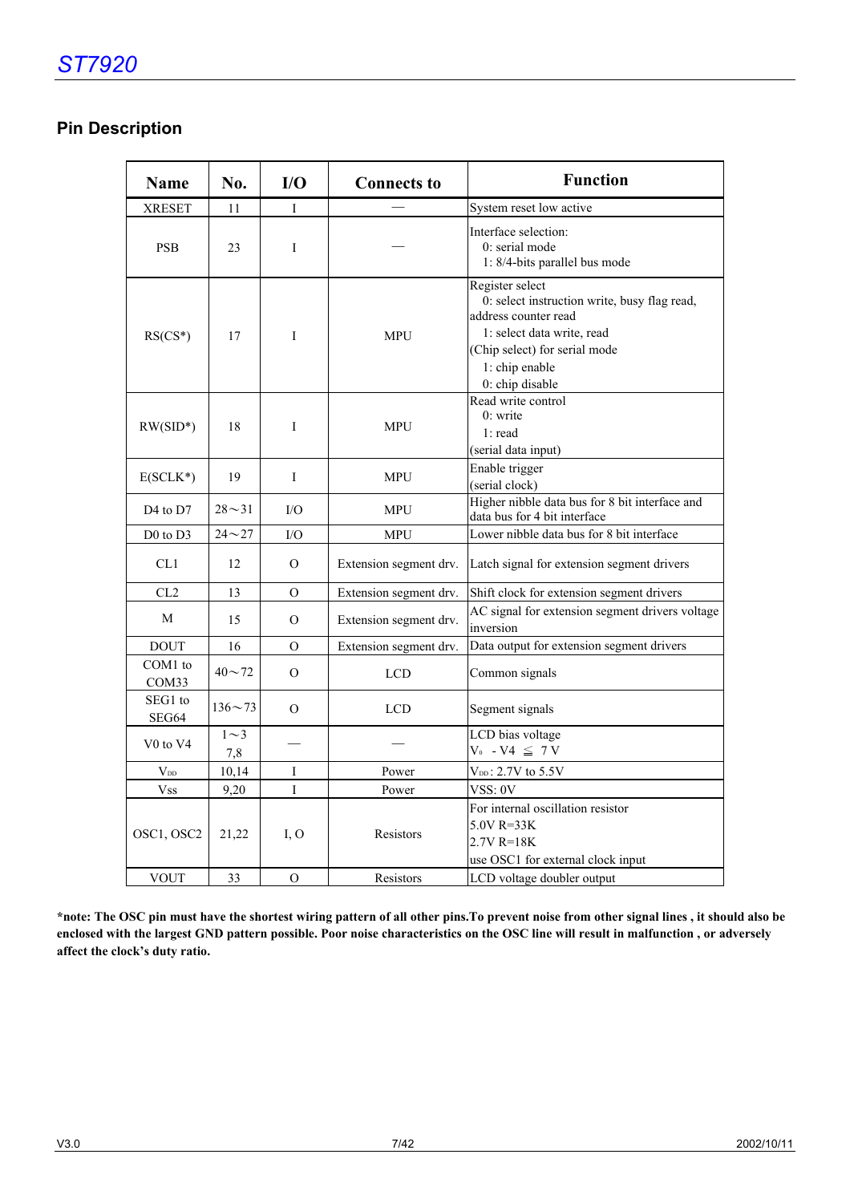## Pin Description

| Name | No. | I/O | Connects to | Function |
|---|---|---|---|---|
| XRESET | 11 | I | — | System reset low active |
| PSB | 23 | I | — | Interface selection:<br>0: serial mode<br>1: 8/4-bits parallel bus mode |
| RS(CS*) | 17 | I | MPU | Register select<br>0: select instruction write, busy flag read, address counter read<br>1: select data write, read<br>(Chip select) for serial mode<br>1: chip enable<br>0: chip disable |
| RW(SID*) | 18 | I | MPU | Read write control<br>0: write<br>1: read<br>(serial data input) |
| E(SCLK*) | 19 | I | MPU | Enable trigger<br>(serial clock) |
| D4 to D7 | 28～31 | I/O | MPU | Higher nibble data bus for 8 bit interface and data bus for 4 bit interface |
| D0 to D3 | 24～27 | I/O | MPU | Lower nibble data bus for 8 bit interface |
| CL1 | 12 | O | Extension segment drv. | Latch signal for extension segment drivers |
| CL2 | 13 | O | Extension segment drv. | Shift clock for extension segment drivers |
| M | 15 | O | Extension segment drv. | AC signal for extension segment drivers voltage inversion |
| DOUT | 16 | O | Extension segment drv. | Data output for extension segment drivers |
| COM1 to COM33 | 40～72 | O | LCD | Common signals |
| SEG1 to SEG64 | 136～73 | O | LCD | Segment signals |
| V0 to V4 | 1～3<br>7,8 | — | — | LCD bias voltage<br>$V_0$ - V4 ≦ 7 V |
| $V_{DD}$ | 10,14 | I | Power | $V_{DD}$: 2.7V to 5.5V |
| Vss | 9,20 | I | Power | VSS: 0V |
| OSC1, OSC2 | 21,22 | I, O | Resistors | For internal oscillation resistor<br>5.0V R=33K<br>2.7V R=18K<br>use OSC1 for external clock input |
| VOUT | 33 | O | Resistors | LCD voltage doubler output |

**\*note: The OSC pin must have the shortest wiring pattern of all other pins.To prevent noise from other signal lines , it should also be enclosed with the largest GND pattern possible. Poor noise characteristics on the OSC line will result in malfunction , or adversely affect the clock's duty ratio.**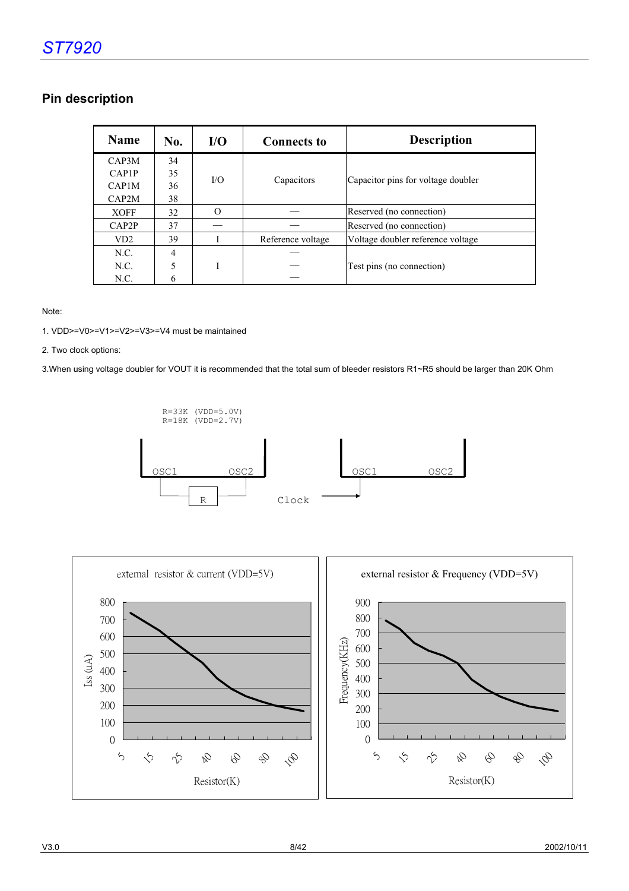## Pin description

| Name | No. | I/O | Connects to | Description |
|---|---|---|---|---|
| CAP3M<br>CAP1P<br>CAP1M<br>CAP2M | 34<br>35<br>36<br>38 | I/O | Capacitors | Capacitor pins for voltage doubler |
| XOFF | 32 | O | — | Reserved (no connection) |
| CAP2P | 37 | — | — | Reserved (no connection) |
| VD2 | 39 | I | Reference voltage | Voltage doubler reference voltage |
| N.C.<br>N.C.<br>N.C. | 4<br>5<br>6 | I | —<br>—<br>— | Test pins (no connection) |

Note:

1. VDD>=V0>=V1>=V2>=V3>=V4 must be maintained

2. Two clock options:

3.When using voltage doubler for VOUT it is recommended that the total sum of bleeder resistors R1~R5 should be larger than 20K Ohm

R=33K (VDD=5.0V)
R=18K (VDD=2.7V)

OSC1 OSC2 R Clock OSC1 OSC2

external resistor & current (VDD=5V)

external resistor & Frequency (VDD=5V)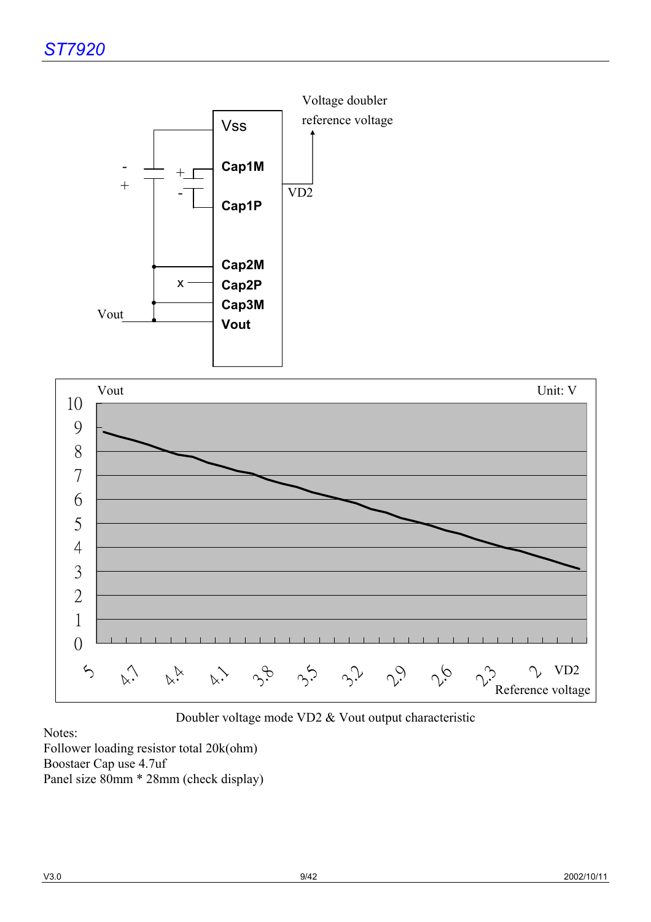Voltage doubler reference voltage

VD2

Vss

Cap1M

Cap1P

Cap2M

Cap2P

Cap3M

Vout

Vout

x

Vout

Unit: V

VD2 Reference voltage

Doubler voltage mode VD2 & Vout output characteristic

Notes:
Follower loading resistor total 20k(ohm)
Boostaer Cap use 4.7uf
Panel size 80mm * 28mm (check display)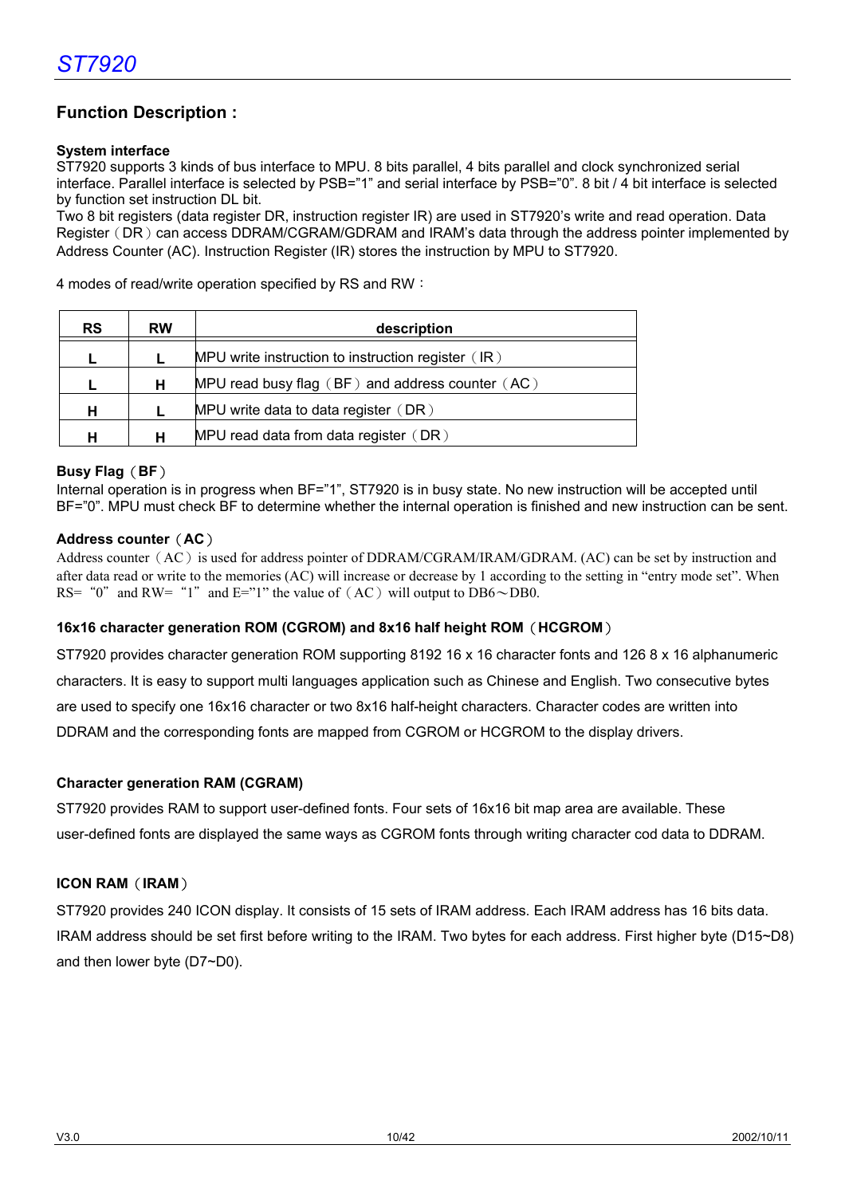## Function Description :

### System interface

ST7920 supports 3 kinds of bus interface to MPU. 8 bits parallel, 4 bits parallel and clock synchronized serial interface. Parallel interface is selected by PSB="1" and serial interface by PSB="0". 8 bit / 4 bit interface is selected by function set instruction DL bit.

Two 8 bit registers (data register DR, instruction register IR) are used in ST7920's write and read operation. Data Register（DR）can access DDRAM/CGRAM/GDRAM and IRAM's data through the address pointer implemented by Address Counter (AC). Instruction Register (IR) stores the instruction by MPU to ST7920.

4 modes of read/write operation specified by RS and RW：

| RS | RW | description |
|---|---|---|
| L | L | MPU write instruction to instruction register（IR） |
| L | H | MPU read busy flag（BF）and address counter（AC） |
| H | L | MPU write data to data register（DR） |
| H | H | MPU read data from data register（DR） |

### Busy Flag（BF）

Internal operation is in progress when BF="1", ST7920 is in busy state. No new instruction will be accepted until BF="0". MPU must check BF to determine whether the internal operation is finished and new instruction can be sent.

### Address counter（AC）

Address counter（AC）is used for address pointer of DDRAM/CGRAM/IRAM/GDRAM. (AC) can be set by instruction and after data read or write to the memories (AC) will increase or decrease by 1 according to the setting in "entry mode set". When RS= "0" and RW= "1" and E="1" the value of（AC）will output to DB6～DB0.

### 16x16 character generation ROM (CGROM) and 8x16 half height ROM（HCGROM）

ST7920 provides character generation ROM supporting 8192 16 x 16 character fonts and 126 8 x 16 alphanumeric characters. It is easy to support multi languages application such as Chinese and English. Two consecutive bytes are used to specify one 16x16 character or two 8x16 half-height characters. Character codes are written into DDRAM and the corresponding fonts are mapped from CGROM or HCGROM to the display drivers.

### Character generation RAM (CGRAM)

ST7920 provides RAM to support user-defined fonts. Four sets of 16x16 bit map area are available. These user-defined fonts are displayed the same ways as CGROM fonts through writing character cod data to DDRAM.

### ICON RAM（IRAM）

ST7920 provides 240 ICON display. It consists of 15 sets of IRAM address. Each IRAM address has 16 bits data. IRAM address should be set first before writing to the IRAM. Two bytes for each address. First higher byte (D15~D8) and then lower byte (D7~D0).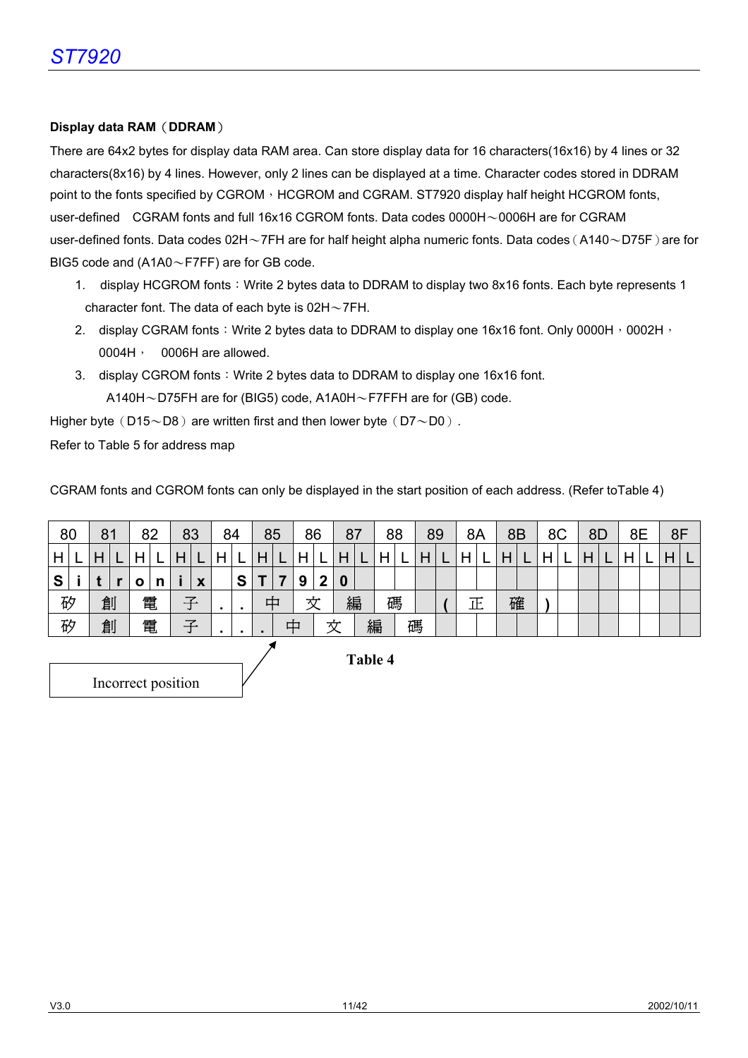**Display data RAM（DDRAM）**

There are 64x2 bytes for display data RAM area. Can store display data for 16 characters(16x16) by 4 lines or 32 characters(8x16) by 4 lines. However, only 2 lines can be displayed at a time. Character codes stored in DDRAM point to the fonts specified by CGROM，HCGROM and CGRAM. ST7920 display half height HCGROM fonts, user-defined CGRAM fonts and full 16x16 CGROM fonts. Data codes 0000H～0006H are for CGRAM user-defined fonts. Data codes 02H～7FH are for half height alpha numeric fonts. Data codes（A140～D75F）are for BIG5 code and (A1A0～F7FF) are for GB code.

1. display HCGROM fonts：Write 2 bytes data to DDRAM to display two 8x16 fonts. Each byte represents 1 character font. The data of each byte is 02H～7FH.
2. display CGRAM fonts：Write 2 bytes data to DDRAM to display one 16x16 font. Only 0000H，0002H，0004H， 0006H are allowed.
3. display CGROM fonts：Write 2 bytes data to DDRAM to display one 16x16 font.
   A140H～D75FH are for (BIG5) code, A1A0H～F7FFH are for (GB) code.

Higher byte（D15～D8）are written first and then lower byte（D7～D0）.

Refer to Table 5 for address map

CGRAM fonts and CGROM fonts can only be displayed in the start position of each address. (Refer toTable 4)

| 80 | | 81 | | 82 | | 83 | | 84 | | 85 | | 86 | | 87 | | 88 | | 89 | | 8A | | 8B | | 8C | | 8D | | 8E | | 8F | |
|---|---|---|---|---|---|---|---|---|---|---|---|---|---|---|---|---|---|---|---|---|---|---|---|---|---|---|---|---|---|---|---|
| H | L | H | L | H | L | H | L | H | L | H | L | H | L | H | L | H | L | H | L | H | L | H | L | H | L | H | L | H | L | H | L |
| S | i | t | r | o | n | i | x | | S | T | 7 | 9 | 2 | 0 | | | | | | | | | | | | | | | | | |
| 矽 | | 創 | | 電 | | 子 | | . | . | 中 | | 文 | | 編 | | 碼 | | | ( | 正 | | 確 | | ) | | | | | | | |
| 矽 | | 創 | | 電 | | 子 | | . | . | . | 中 | | 文 | | 編 | | 碼 | | | | | | | | | | | | | | |

Incorrect position

**Table 4**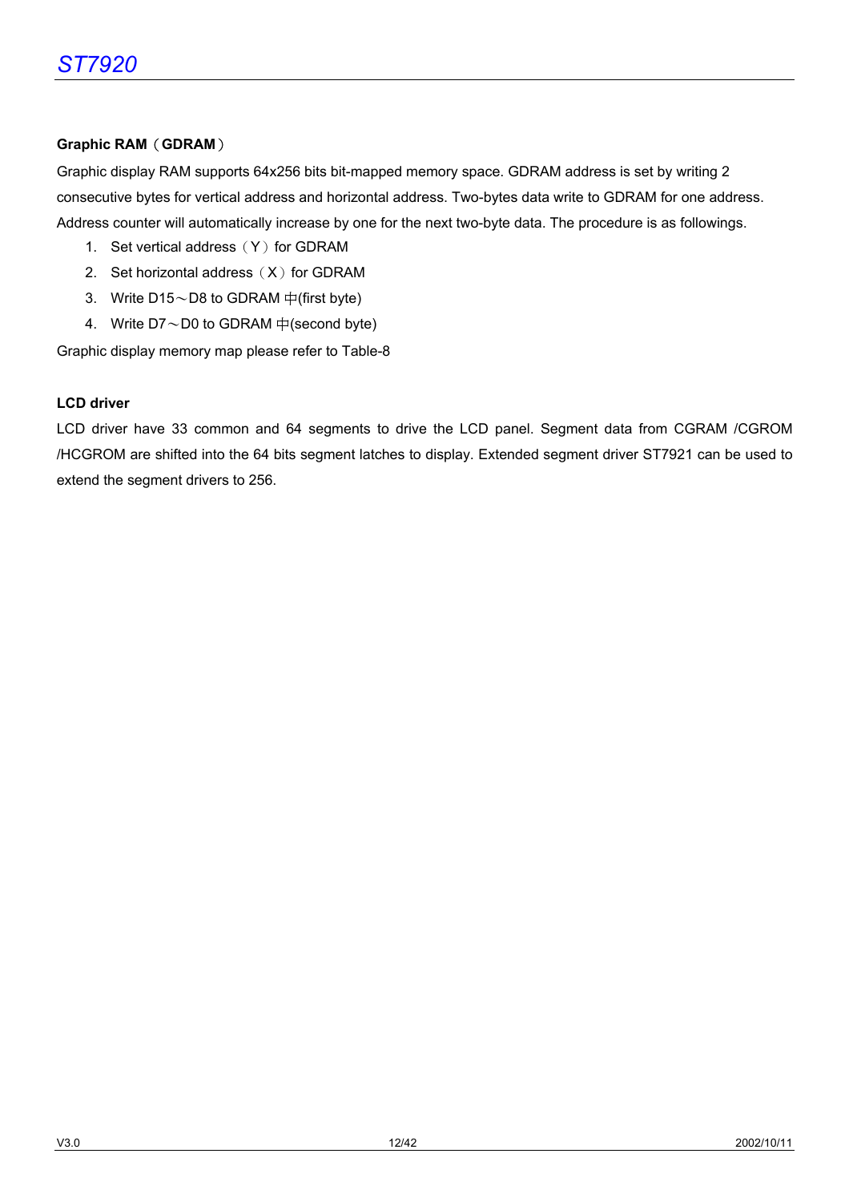**Graphic RAM（GDRAM）**

Graphic display RAM supports 64x256 bits bit-mapped memory space. GDRAM address is set by writing 2 consecutive bytes for vertical address and horizontal address. Two-bytes data write to GDRAM for one address. Address counter will automatically increase by one for the next two-byte data. The procedure is as followings.

1. Set vertical address（Y）for GDRAM
2. Set horizontal address（X）for GDRAM
3. Write D15～D8 to GDRAM 中(first byte)
4. Write D7～D0 to GDRAM 中(second byte)

Graphic display memory map please refer to Table-8

**LCD driver**

LCD driver have 33 common and 64 segments to drive the LCD panel. Segment data from CGRAM /CGROM /HCGROM are shifted into the 64 bits segment latches to display. Extended segment driver ST7921 can be used to extend the segment drivers to 256.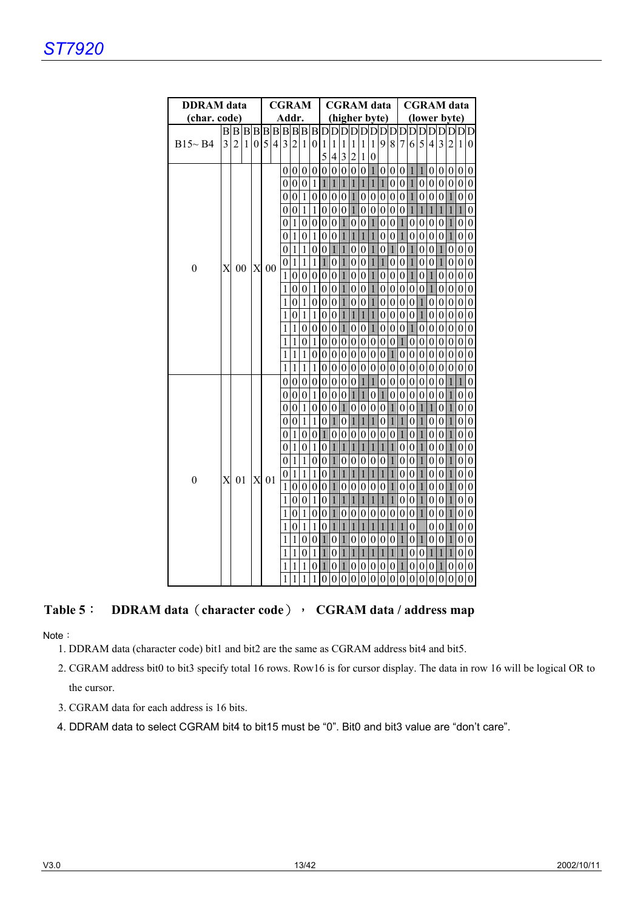| DDRAM data (char. code) | | | | | CGRAM Addr. | | | | | | CGRAM data (higher byte) | | | | | | | | CGRAM data (lower byte) | | | | | | | |
|---|---|---|---|---|---|---|---|---|---|---|---|---|---|---|---|---|---|---|---|---|---|---|---|---|---|---|
| B15~ B4 | B3 | B2 | B1 | B0 | B5 | B4 | B3 | B2 | B1 | B0 | D15 | D14 | D13 | D12 | D11 | D10 | D9 | D8 | D7 | D6 | D5 | D4 | D3 | D2 | D1 | D0 |
| 0 | X | 00 | | X | 00 | | 0 | 0 | 0 | 0 | 0 | 0 | 0 | 0 | 0 | 1 | 0 | 0 | 0 | 1 | 1 | 0 | 0 | 0 | 0 | 0 |
| | | | | | | | 0 | 0 | 0 | 1 | 1 | 1 | 1 | 1 | 1 | 1 | 0 | 0 | 1 | 0 | 0 | 0 | 0 | 0 | 0 | 0 |
| | | | | | | | 0 | 0 | 1 | 0 | 0 | 0 | 0 | 1 | 0 | 0 | 0 | 0 | 0 | 1 | 0 | 0 | 0 | 1 | 0 | 0 |
| | | | | | | | 0 | 0 | 1 | 1 | 0 | 0 | 0 | 1 | 0 | 0 | 0 | 0 | 0 | 1 | 1 | 1 | 1 | 1 | 1 | 0 |
| | | | | | | | 0 | 1 | 0 | 0 | 0 | 0 | 1 | 0 | 0 | 1 | 0 | 0 | 1 | 0 | 0 | 0 | 0 | 1 | 0 | 0 |
| | | | | | | | 0 | 1 | 0 | 1 | 0 | 0 | 1 | 1 | 1 | 1 | 0 | 0 | 1 | 0 | 0 | 0 | 0 | 1 | 0 | 0 |
| | | | | | | | 0 | 1 | 1 | 0 | 0 | 1 | 1 | 0 | 0 | 1 | 0 | 1 | 0 | 1 | 0 | 0 | 1 | 0 | 0 | 0 |
| | | | | | | | 0 | 1 | 1 | 1 | 1 | 0 | 1 | 0 | 0 | 1 | 1 | 0 | 0 | 1 | 0 | 0 | 1 | 0 | 0 | 0 |
| | | | | | | | 1 | 0 | 0 | 0 | 0 | 0 | 1 | 0 | 0 | 1 | 0 | 0 | 0 | 1 | 0 | 1 | 0 | 0 | 0 | 0 |
| | | | | | | | 1 | 0 | 0 | 1 | 0 | 0 | 1 | 0 | 0 | 1 | 0 | 0 | 0 | 0 | 0 | 1 | 0 | 0 | 0 | 0 |
| | | | | | | | 1 | 0 | 1 | 0 | 0 | 0 | 1 | 0 | 0 | 1 | 0 | 0 | 0 | 0 | 1 | 0 | 0 | 0 | 0 | 0 |
| | | | | | | | 1 | 0 | 1 | 1 | 0 | 0 | 1 | 1 | 1 | 1 | 0 | 0 | 0 | 0 | 1 | 0 | 0 | 0 | 0 | 0 |
| | | | | | | | 1 | 1 | 0 | 0 | 0 | 0 | 1 | 0 | 0 | 1 | 0 | 0 | 0 | 1 | 0 | 0 | 0 | 0 | 0 | 0 |
| | | | | | | | 1 | 1 | 0 | 1 | 0 | 0 | 0 | 0 | 0 | 0 | 0 | 0 | 1 | 0 | 0 | 0 | 0 | 0 | 0 | 0 |
| | | | | | | | 1 | 1 | 1 | 0 | 0 | 0 | 0 | 0 | 0 | 0 | 0 | 1 | 0 | 0 | 0 | 0 | 0 | 0 | 0 | 0 |
| | | | | | | | 1 | 1 | 1 | 1 | 0 | 0 | 0 | 0 | 0 | 0 | 0 | 0 | 0 | 0 | 0 | 0 | 0 | 0 | 0 | 0 |
| 0 | X | 01 | | X | 01 | | 0 | 0 | 0 | 0 | 0 | 0 | 0 | 0 | 0 | 1 | 1 | 0 | 0 | 0 | 0 | 0 | 0 | 1 | 1 | 0 |
| | | | | | | | 0 | 0 | 0 | 1 | 0 | 0 | 0 | 1 | 1 | 0 | 1 | 0 | 0 | 0 | 0 | 0 | 0 | 1 | 0 | 0 |
| | | | | | | | 0 | 0 | 1 | 0 | 0 | 0 | 1 | 0 | 0 | 0 | 0 | 1 | 0 | 0 | 1 | 1 | 0 | 1 | 0 | 0 |
| | | | | | | | 0 | 0 | 1 | 1 | 0 | 1 | 0 | 1 | 1 | 1 | 0 | 1 | 1 | 0 | 1 | 0 | 0 | 1 | 0 | 0 |
| | | | | | | | 0 | 1 | 0 | 0 | 1 | 0 | 0 | 0 | 0 | 0 | 0 | 0 | 1 | 0 | 1 | 0 | 0 | 1 | 0 | 0 |
| | | | | | | | 0 | 1 | 0 | 1 | 0 | 1 | 1 | 1 | 1 | 1 | 1 | 1 | 0 | 0 | 1 | 0 | 0 | 1 | 0 | 0 |
| | | | | | | | 0 | 1 | 1 | 0 | 0 | 1 | 0 | 0 | 0 | 0 | 0 | 1 | 0 | 0 | 1 | 0 | 0 | 1 | 0 | 0 |
| | | | | | | | 0 | 1 | 1 | 1 | 0 | 1 | 1 | 1 | 1 | 1 | 1 | 1 | 0 | 0 | 1 | 0 | 0 | 1 | 0 | 0 |
| | | | | | | | 1 | 0 | 0 | 0 | 0 | 1 | 0 | 0 | 0 | 0 | 0 | 1 | 0 | 0 | 1 | 0 | 0 | 1 | 0 | 0 |
| | | | | | | | 1 | 0 | 0 | 1 | 0 | 1 | 1 | 1 | 1 | 1 | 1 | 1 | 0 | 0 | 1 | 0 | 0 | 1 | 0 | 0 |
| | | | | | | | 1 | 0 | 1 | 0 | 0 | 1 | 0 | 0 | 0 | 0 | 0 | 0 | 0 | 0 | 1 | 0 | 0 | 1 | 0 | 0 |
| | | | | | | | 1 | 0 | 1 | 1 | 0 | 1 | 1 | 1 | 1 | 1 | 1 | 1 | 1 | 0 | | 0 | 0 | 1 | 0 | 0 |
| | | | | | | | 1 | 1 | 0 | 0 | 1 | 0 | 1 | 0 | 0 | 0 | 0 | 0 | 1 | 0 | 1 | 0 | 0 | 1 | 0 | 0 |
| | | | | | | | 1 | 1 | 0 | 1 | 1 | 0 | 1 | 1 | 1 | 1 | 1 | 1 | 1 | 0 | 0 | 1 | 1 | 1 | 0 | 0 |
| | | | | | | | 1 | 1 | 1 | 0 | 1 | 0 | 1 | 0 | 0 | 0 | 0 | 0 | 1 | 0 | 0 | 0 | 1 | 0 | 0 | 0 |
| | | | | | | | 1 | 1 | 1 | 1 | 0 | 0 | 0 | 0 | 0 | 0 | 0 | 0 | 0 | 0 | 0 | 0 | 0 | 0 | 0 | 0 |

**Table 5： DDRAM data（character code）， CGRAM data / address map**

Note：

1. DDRAM data (character code) bit1 and bit2 are the same as CGRAM address bit4 and bit5.
2. CGRAM address bit0 to bit3 specify total 16 rows. Row16 is for cursor display. The data in row 16 will be logical OR to the cursor.
3. CGRAM data for each address is 16 bits.
4. DDRAM data to select CGRAM bit4 to bit15 must be "0". Bit0 and bit3 value are "don't care".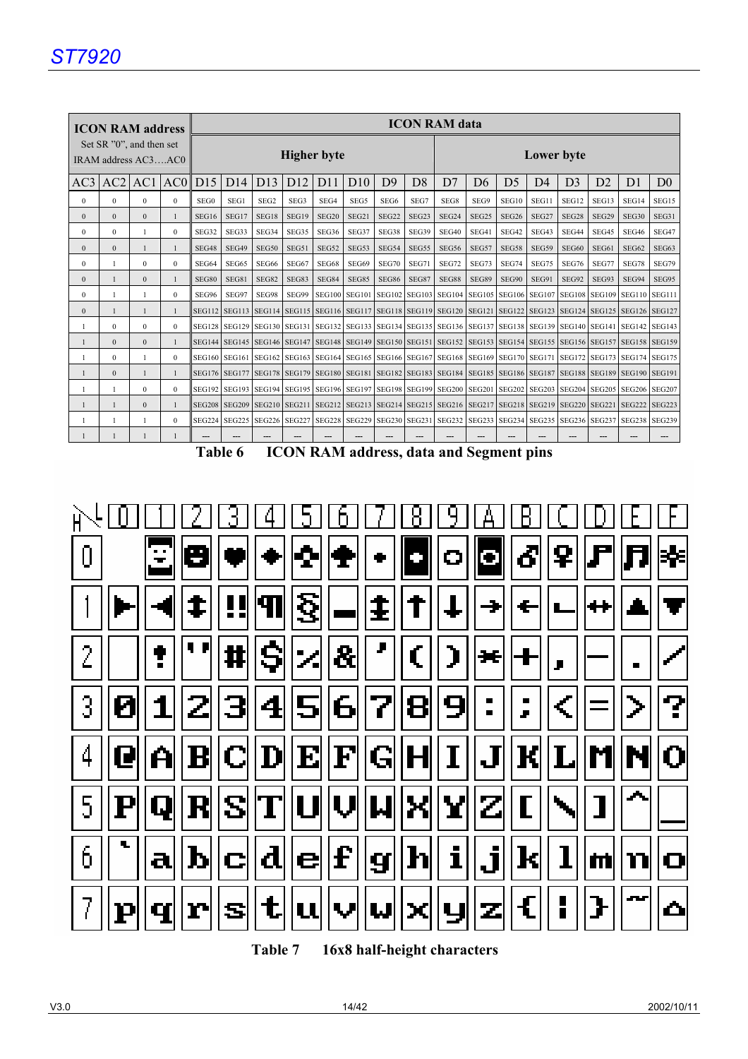| ICON RAM address<br>Set SR "0", and then set IRAM address AC3….AC0 | | | | ICON RAM data | | | | | | | | | | | | | | | |
|---|---|---|---|---|---|---|---|---|---|---|---|---|---|---|---|---|---|---|---|
| | | | | Higher byte | | | | | | | | Lower byte | | | | | | | |
| AC3 | AC2 | AC1 | AC0 | D15 | D14 | D13 | D12 | D11 | D10 | D9 | D8 | D7 | D6 | D5 | D4 | D3 | D2 | D1 | D0 |
| 0 | 0 | 0 | 0 | SEG0 | SEG1 | SEG2 | SEG3 | SEG4 | SEG5 | SEG6 | SEG7 | SEG8 | SEG9 | SEG10 | SEG11 | SEG12 | SEG13 | SEG14 | SEG15 |
| 0 | 0 | 0 | 1 | SEG16 | SEG17 | SEG18 | SEG19 | SEG20 | SEG21 | SEG22 | SEG23 | SEG24 | SEG25 | SEG26 | SEG27 | SEG28 | SEG29 | SEG30 | SEG31 |
| 0 | 0 | 1 | 0 | SEG32 | SEG33 | SEG34 | SEG35 | SEG36 | SEG37 | SEG38 | SEG39 | SEG40 | SEG41 | SEG42 | SEG43 | SEG44 | SEG45 | SEG46 | SEG47 |
| 0 | 0 | 1 | 1 | SEG48 | SEG49 | SEG50 | SEG51 | SEG52 | SEG53 | SEG54 | SEG55 | SEG56 | SEG57 | SEG58 | SEG59 | SEG60 | SEG61 | SEG62 | SEG63 |
| 0 | 1 | 0 | 0 | SEG64 | SEG65 | SEG66 | SEG67 | SEG68 | SEG69 | SEG70 | SEG71 | SEG72 | SEG73 | SEG74 | SEG75 | SEG76 | SEG77 | SEG78 | SEG79 |
| 0 | 1 | 0 | 1 | SEG80 | SEG81 | SEG82 | SEG83 | SEG84 | SEG85 | SEG86 | SEG87 | SEG88 | SEG89 | SEG90 | SEG91 | SEG92 | SEG93 | SEG94 | SEG95 |
| 0 | 1 | 1 | 0 | SEG96 | SEG97 | SEG98 | SEG99 | SEG100 | SEG101 | SEG102 | SEG103 | SEG104 | SEG105 | SEG106 | SEG107 | SEG108 | SEG109 | SEG110 | SEG111 |
| 0 | 1 | 1 | 1 | SEG112 | SEG113 | SEG114 | SEG115 | SEG116 | SEG117 | SEG118 | SEG119 | SEG120 | SEG121 | SEG122 | SEG123 | SEG124 | SEG125 | SEG126 | SEG127 |
| 1 | 0 | 0 | 0 | SEG128 | SEG129 | SEG130 | SEG131 | SEG132 | SEG133 | SEG134 | SEG135 | SEG136 | SEG137 | SEG138 | SEG139 | SEG140 | SEG141 | SEG142 | SEG143 |
| 1 | 0 | 0 | 1 | SEG144 | SEG145 | SEG146 | SEG147 | SEG148 | SEG149 | SEG150 | SEG151 | SEG152 | SEG153 | SEG154 | SEG155 | SEG156 | SEG157 | SEG158 | SEG159 |
| 1 | 0 | 1 | 0 | SEG160 | SEG161 | SEG162 | SEG163 | SEG164 | SEG165 | SEG166 | SEG167 | SEG168 | SEG169 | SEG170 | SEG171 | SEG172 | SEG173 | SEG174 | SEG175 |
| 1 | 0 | 1 | 1 | SEG176 | SEG177 | SEG178 | SEG179 | SEG180 | SEG181 | SEG182 | SEG183 | SEG184 | SEG185 | SEG186 | SEG187 | SEG188 | SEG189 | SEG190 | SEG191 |
| 1 | 1 | 0 | 0 | SEG192 | SEG193 | SEG194 | SEG195 | SEG196 | SEG197 | SEG198 | SEG199 | SEG200 | SEG201 | SEG202 | SEG203 | SEG204 | SEG205 | SEG206 | SEG207 |
| 1 | 1 | 0 | 1 | SEG208 | SEG209 | SEG210 | SEG211 | SEG212 | SEG213 | SEG214 | SEG215 | SEG216 | SEG217 | SEG218 | SEG219 | SEG220 | SEG221 | SEG222 | SEG223 |
| 1 | 1 | 1 | 0 | SEG224 | SEG225 | SEG226 | SEG227 | SEG228 | SEG229 | SEG230 | SEG231 | SEG232 | SEG233 | SEG234 | SEG235 | SEG236 | SEG237 | SEG238 | SEG239 |
| 1 | 1 | 1 | 1 | --- | --- | --- | --- | --- | --- | --- | --- | --- | --- | --- | --- | --- | --- | --- | --- |

**Table 6 ICON RAM address, data and Segment pins**

**Table 7 16x8 half-height characters**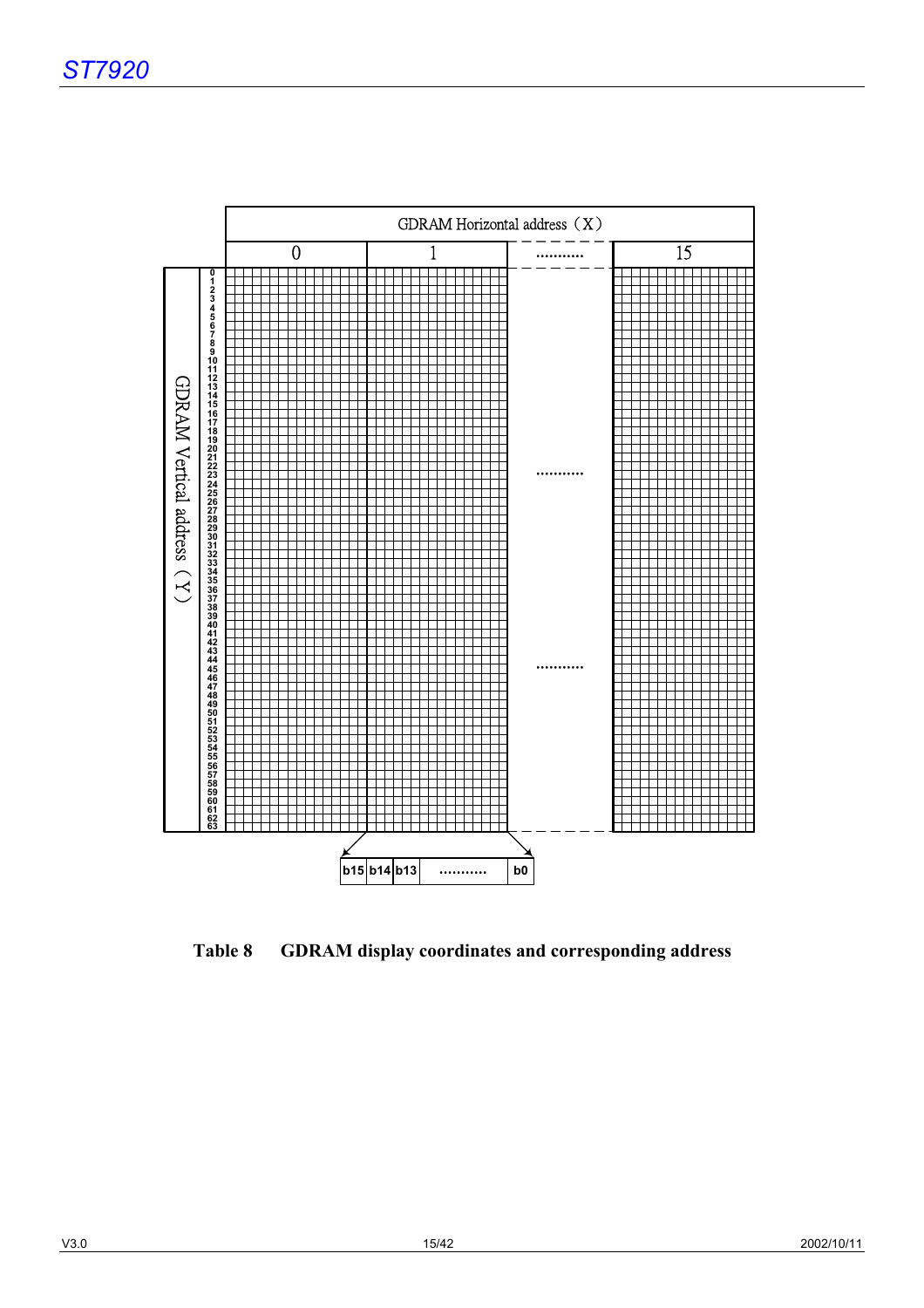GDRAM Horizontal address (X)

0 | 1 | ........... | 15

GDRAM Vertical address (Y)

0 1 2 3 4 5 6 7 8 9 10 11 12 13 14 15 16 17 18 19 20 21 22 23 24 25 26 27 28 29 30 31 32 33 34 35 36 37 38 39 40 41 42 43 44 45 46 47 48 49 50 51 52 53 54 55 56 57 58 59 60 61 62 63

b15 | b14 | b13 | ........... | b0

**Table 8 GDRAM display coordinates and corresponding address**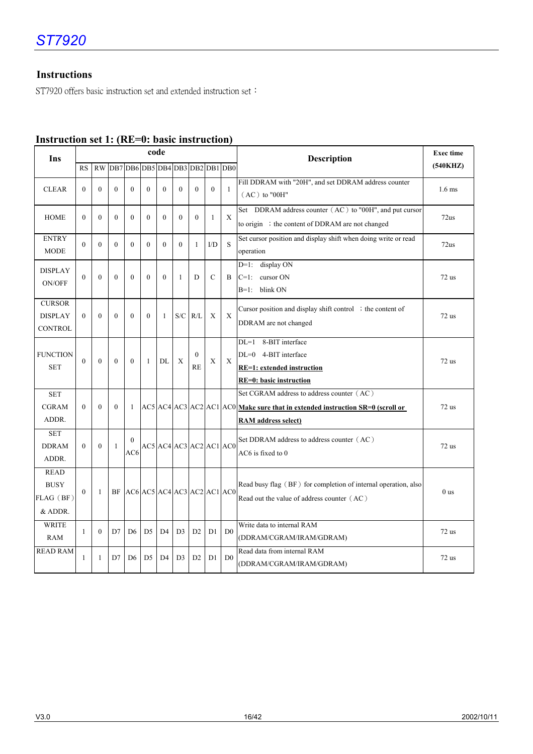## Instructions

ST7920 offers basic instruction set and extended instruction set：

### Instruction set 1: (RE=0: basic instruction)

| Ins | code | | | | | | | | | | Description | Exec time (540KHZ) |
|---|---|---|---|---|---|---|---|---|---|---|---|---|
| | RS | RW | DB7 | DB6 | DB5 | DB4 | DB3 | DB2 | DB1 | DB0 | | |
| CLEAR | 0 | 0 | 0 | 0 | 0 | 0 | 0 | 0 | 0 | 1 | Fill DDRAM with "20H", and set DDRAM address counter（AC）to "00H" | 1.6 ms |
| HOME | 0 | 0 | 0 | 0 | 0 | 0 | 0 | 0 | 1 | X | Set DDRAM address counter（AC）to "00H", and put cursor to origin ；the content of DDRAM are not changed | 72us |
| ENTRY MODE | 0 | 0 | 0 | 0 | 0 | 0 | 0 | 1 | I/D | S | Set cursor position and display shift when doing write or read operation | 72us |
| DISPLAY ON/OFF | 0 | 0 | 0 | 0 | 0 | 0 | 1 | D | C | B | D=1: display ON<br>C=1: cursor ON<br>B=1: blink ON | 72 us |
| CURSOR DISPLAY CONTROL | 0 | 0 | 0 | 0 | 0 | 1 | S/C | R/L | X | X | Cursor position and display shift control ；the content of DDRAM are not changed | 72 us |
| FUNCTION SET | 0 | 0 | 0 | 0 | 1 | DL | X | 0<br>RE | X | X | DL=1 8-BIT interface<br>DL=0 4-BIT interface<br>**RE=1: extended instruction**<br>**RE=0: basic instruction** | 72 us |
| SET CGRAM ADDR. | 0 | 0 | 0 | 1 | AC5 | AC4 | AC3 | AC2 | AC1 | AC0 | Set CGRAM address to address counter（AC）<br>**Make sure that in extended instruction SR=0 (scroll or RAM address select)** | 72 us |
| SET DDRAM ADDR. | 0 | 0 | 1 | 0<br>AC6 | AC5 | AC4 | AC3 | AC2 | AC1 | AC0 | Set DDRAM address to address counter（AC）<br>AC6 is fixed to 0 | 72 us |
| READ BUSY FLAG（BF）& ADDR. | 0 | 1 | BF | AC6 | AC5 | AC4 | AC3 | AC2 | AC1 | AC0 | Read busy flag（BF）for completion of internal operation, also Read out the value of address counter（AC） | 0 us |
| WRITE RAM | 1 | 0 | D7 | D6 | D5 | D4 | D3 | D2 | D1 | D0 | Write data to internal RAM (DDRAM/CGRAM/IRAM/GDRAM) | 72 us |
| READ RAM | 1 | 1 | D7 | D6 | D5 | D4 | D3 | D2 | D1 | D0 | Read data from internal RAM (DDRAM/CGRAM/IRAM/GDRAM) | 72 us |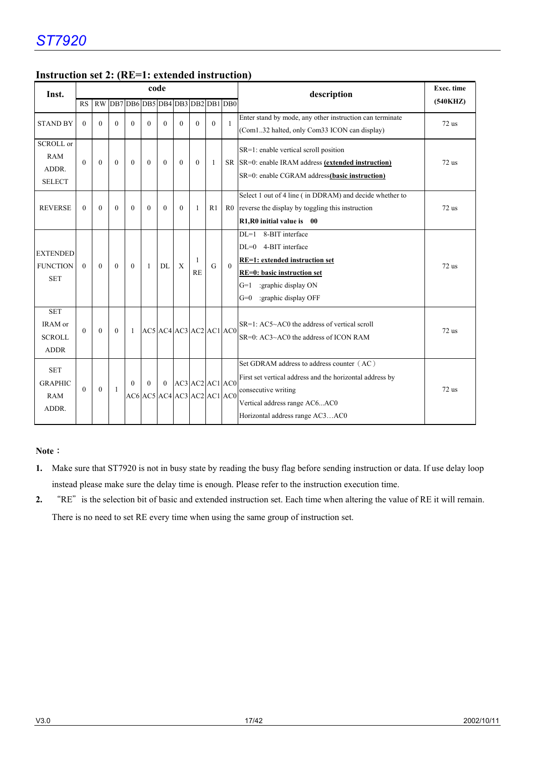## Instruction set 2: (RE=1: extended instruction)

| Inst. | code | | | | | | | | | | description | Exec. time (540KHZ) |
|---|---|---|---|---|---|---|---|---|---|---|---|---|
| | RS | RW | DB7 | DB6 | DB5 | DB4 | DB3 | DB2 | DB1 | DB0 | | |
| STAND BY | 0 | 0 | 0 | 0 | 0 | 0 | 0 | 0 | 0 | 1 | Enter stand by mode, any other instruction can terminate (Com1..32 halted, only Com33 ICON can display) | 72 us |
| SCROLL or RAM ADDR. SELECT | 0 | 0 | 0 | 0 | 0 | 0 | 0 | 0 | 1 | SR | SR=1: enable vertical scroll position<br>SR=0: enable IRAM address **(extended instruction)**<br>SR=0: enable CGRAM address**(basic instruction)** | 72 us |
| REVERSE | 0 | 0 | 0 | 0 | 0 | 0 | 0 | 1 | R1 | R0 | Select 1 out of 4 line ( in DDRAM) and decide whether to reverse the display by toggling this instruction<br>**R1,R0 initial value is 00** | 72 us |
| EXTENDED FUNCTION SET | 0 | 0 | 0 | 0 | 1 | DL | X | 1<br>RE | G | 0 | DL=1 8-BIT interface<br>DL=0 4-BIT interface<br>**RE=1: extended instruction set**<br>**RE=0: basic instruction set**<br>G=1 :graphic display ON<br>G=0 :graphic display OFF | 72 us |
| SET IRAM or SCROLL ADDR | 0 | 0 | 0 | 1 | AC5 | AC4 | AC3 | AC2 | AC1 | AC0 | SR=1: AC5~AC0 the address of vertical scroll<br>SR=0: AC3~AC0 the address of ICON RAM | 72 us |
| SET GRAPHIC RAM ADDR. | 0 | 0 | 1 | 0<br>AC6 | 0<br>AC5 | 0<br>AC4 | AC3<br>AC3 | AC2<br>AC2 | AC1<br>AC1 | AC0<br>AC0 | Set GDRAM address to address counter（AC）<br>First set vertical address and the horizontal address by consecutive writing<br>Vertical address range AC6...AC0<br>Horizontal address range AC3…AC0 | 72 us |

**Note：**

1. Make sure that ST7920 is not in busy state by reading the busy flag before sending instruction or data. If use delay loop instead please make sure the delay time is enough. Please refer to the instruction execution time.
2. "RE" is the selection bit of basic and extended instruction set. Each time when altering the value of RE it will remain. There is no need to set RE every time when using the same group of instruction set.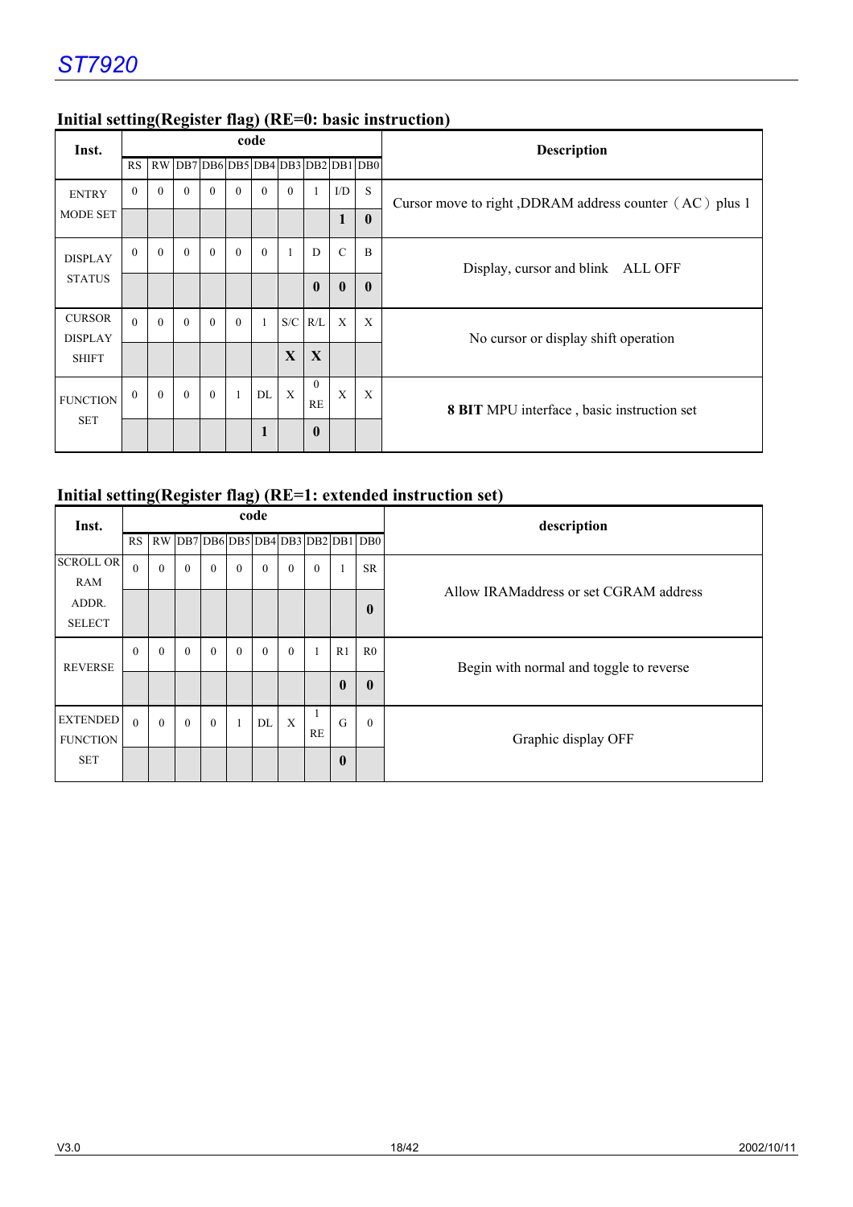## Initial setting(Register flag) (RE=0: basic instruction)

| Inst. | code | | | | | | | | | | Description |
|---|---|---|---|---|---|---|---|---|---|---|---|
| | RS | RW | DB7 | DB6 | DB5 | DB4 | DB3 | DB2 | DB1 | DB0 | |
| ENTRY MODE SET | 0 | 0 | 0 | 0 | 0 | 0 | 0 | 1 | I/D | S | Cursor move to right ,DDRAM address counter（AC）plus 1 |
| | | | | | | | | | **1** | **0** | |
| DISPLAY STATUS | 0 | 0 | 0 | 0 | 0 | 0 | 1 | D | C | B | Display, cursor and blink ALL OFF |
| | | | | | | | | **0** | **0** | **0** | |
| CURSOR DISPLAY SHIFT | 0 | 0 | 0 | 0 | 0 | 1 | S/C | R/L | X | X | No cursor or display shift operation |
| | | | | | | | **X** | **X** | | | |
| FUNCTION SET | 0 | 0 | 0 | 0 | 1 | DL | X | 0 RE | X | X | **8 BIT** MPU interface , basic instruction set |
| | | | | | | **1** | | **0** | | | |

## Initial setting(Register flag) (RE=1: extended instruction set)

| Inst. | code | | | | | | | | | | description |
|---|---|---|---|---|---|---|---|---|---|---|---|
| | RS | RW | DB7 | DB6 | DB5 | DB4 | DB3 | DB2 | DB1 | DB0 | |
| SCROLL OR RAM ADDR. SELECT | 0 | 0 | 0 | 0 | 0 | 0 | 0 | 0 | 1 | SR | Allow IRAMaddress or set CGRAM address |
| | | | | | | | | | | **0** | |
| REVERSE | 0 | 0 | 0 | 0 | 0 | 0 | 0 | 1 | R1 | R0 | Begin with normal and toggle to reverse |
| | | | | | | | | | **0** | **0** | |
| EXTENDED FUNCTION SET | 0 | 0 | 0 | 0 | 1 | DL | X | 1 RE | G | 0 | Graphic display OFF |
| | | | | | | | | | **0** | | |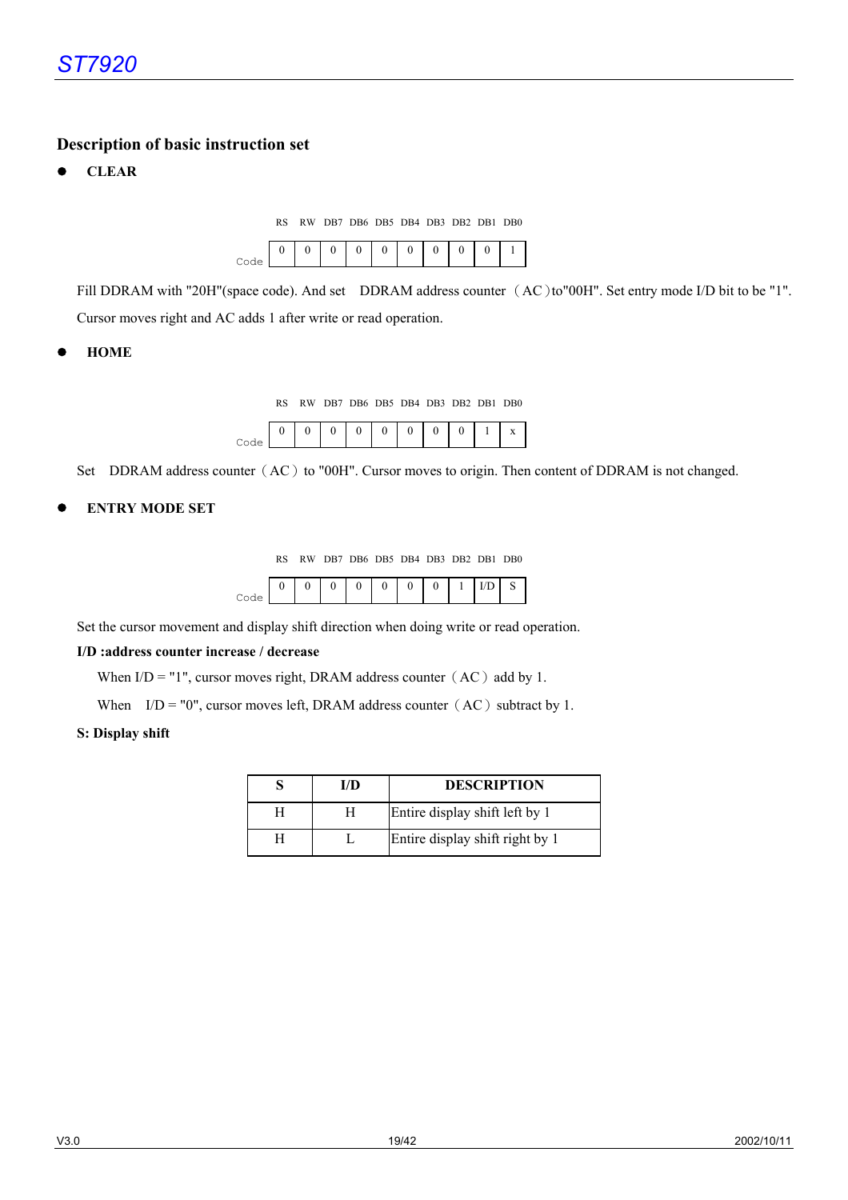## Description of basic instruction set

- **CLEAR**

| | RS | RW | DB7 | DB6 | DB5 | DB4 | DB3 | DB2 | DB1 | DB0 |
|---|---|---|---|---|---|---|---|---|---|---|
| Code | 0 | 0 | 0 | 0 | 0 | 0 | 0 | 0 | 0 | 1 |

Fill DDRAM with "20H"(space code). And set DDRAM address counter（AC）to"00H". Set entry mode I/D bit to be "1". Cursor moves right and AC adds 1 after write or read operation.

- **HOME**

| | RS | RW | DB7 | DB6 | DB5 | DB4 | DB3 | DB2 | DB1 | DB0 |
|---|---|---|---|---|---|---|---|---|---|---|
| Code | 0 | 0 | 0 | 0 | 0 | 0 | 0 | 0 | 1 | x |

Set DDRAM address counter（AC）to "00H". Cursor moves to origin. Then content of DDRAM is not changed.

- **ENTRY MODE SET**

| | RS | RW | DB7 | DB6 | DB5 | DB4 | DB3 | DB2 | DB1 | DB0 |
|---|---|---|---|---|---|---|---|---|---|---|
| Code | 0 | 0 | 0 | 0 | 0 | 0 | 0 | 1 | I/D | S |

Set the cursor movement and display shift direction when doing write or read operation.

**I/D :address counter increase / decrease**

When I/D = "1", cursor moves right, DRAM address counter（AC）add by 1.

When I/D = "0", cursor moves left, DRAM address counter（AC）subtract by 1.

**S: Display shift**

| S | I/D | DESCRIPTION |
|---|---|---|
| H | H | Entire display shift left by 1 |
| H | L | Entire display shift right by 1 |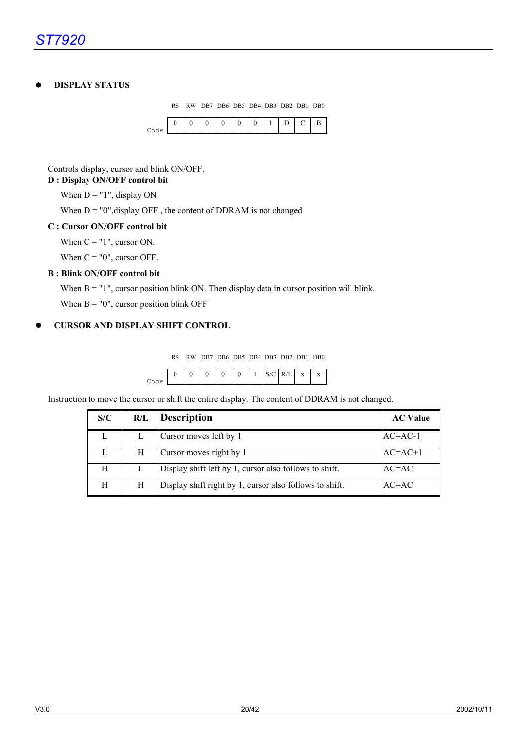- **DISPLAY STATUS**

| | RS | RW | DB7 | DB6 | DB5 | DB4 | DB3 | DB2 | DB1 | DB0 |
|---|---|---|---|---|---|---|---|---|---|---|
| Code | 0 | 0 | 0 | 0 | 0 | 0 | 1 | D | C | B |

Controls display, cursor and blink ON/OFF.

**D : Display ON/OFF control bit**

When D = "1", display ON

When D = "0",display OFF , the content of DDRAM is not changed

**C : Cursor ON/OFF control bit**

When C = "1", cursor ON.

When C = "0", cursor OFF.

**B : Blink ON/OFF control bit**

When B = "1", cursor position blink ON. Then display data in cursor position will blink.

When B = "0", cursor position blink OFF

- **CURSOR AND DISPLAY SHIFT CONTROL**

| | RS | RW | DB7 | DB6 | DB5 | DB4 | DB3 | DB2 | DB1 | DB0 |
|---|---|---|---|---|---|---|---|---|---|---|
| Code | 0 | 0 | 0 | 0 | 0 | 1 | S/C | R/L | x | x |

Instruction to move the cursor or shift the entire display. The content of DDRAM is not changed.

| S/C | R/L | Description | AC Value |
|---|---|---|---|
| L | L | Cursor moves left by 1 | AC=AC-1 |
| L | H | Cursor moves right by 1 | AC=AC+1 |
| H | L | Display shift left by 1, cursor also follows to shift. | AC=AC |
| H | H | Display shift right by 1, cursor also follows to shift. | AC=AC |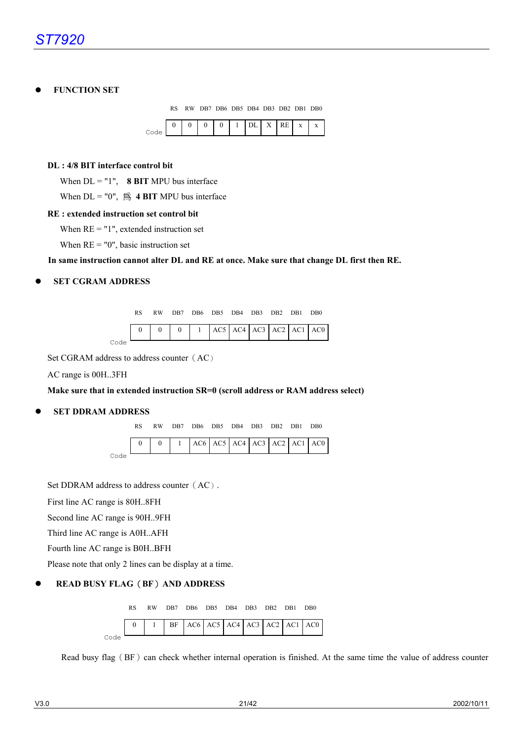- **FUNCTION SET**

| | RS | RW | DB7 | DB6 | DB5 | DB4 | DB3 | DB2 | DB1 | DB0 |
|---|---|---|---|---|---|---|---|---|---|---|
| Code | 0 | 0 | 0 | 0 | 1 | DL | X | RE | x | x |

**DL : 4/8 BIT interface control bit**

When DL = "1", **8 BIT** MPU bus interface

When DL = "0", 爲 **4 BIT** MPU bus interface

**RE : extended instruction set control bit**

When RE = "1", extended instruction set

When RE = "0", basic instruction set

**In same instruction cannot alter DL and RE at once. Make sure that change DL first then RE.**

- **SET CGRAM ADDRESS**

| | RS | RW | DB7 | DB6 | DB5 | DB4 | DB3 | DB2 | DB1 | DB0 |
|---|---|---|---|---|---|---|---|---|---|---|
| Code | 0 | 0 | 0 | 1 | AC5 | AC4 | AC3 | AC2 | AC1 | AC0 |

Set CGRAM address to address counter（AC）

AC range is 00H..3FH

**Make sure that in extended instruction SR=0 (scroll address or RAM address select)**

- **SET DDRAM ADDRESS**

| | RS | RW | DB7 | DB6 | DB5 | DB4 | DB3 | DB2 | DB1 | DB0 |
|---|---|---|---|---|---|---|---|---|---|---|
| Code | 0 | 0 | 1 | AC6 | AC5 | AC4 | AC3 | AC2 | AC1 | AC0 |

Set DDRAM address to address counter（AC）.

First line AC range is 80H..8FH

Second line AC range is 90H..9FH

Third line AC range is A0H..AFH

Fourth line AC range is B0H..BFH

Please note that only 2 lines can be display at a time.

- **READ BUSY FLAG（BF）AND ADDRESS**

| | RS | RW | DB7 | DB6 | DB5 | DB4 | DB3 | DB2 | DB1 | DB0 |
|---|---|---|---|---|---|---|---|---|---|---|
| Code | 0 | 1 | BF | AC6 | AC5 | AC4 | AC3 | AC2 | AC1 | AC0 |

Read busy flag（BF）can check whether internal operation is finished. At the same time the value of address counter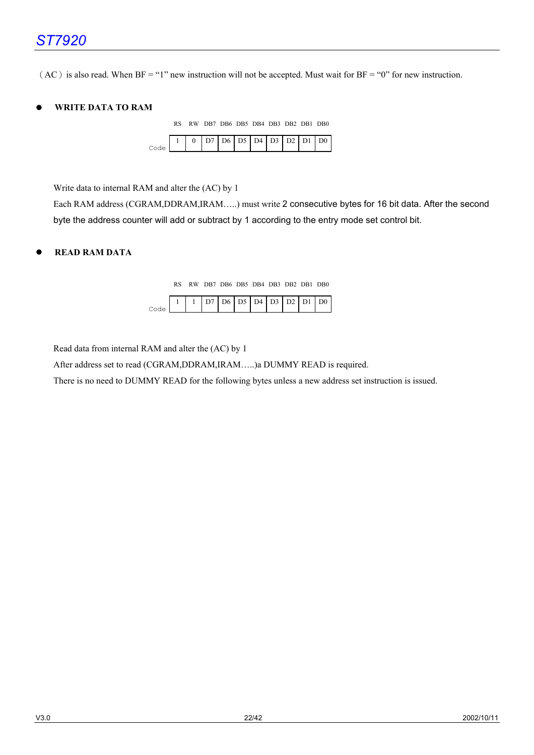（AC）is also read. When BF = “1” new instruction will not be accepted. Must wait for BF = “0” for new instruction.

- **WRITE DATA TO RAM**

| | RS | RW | DB7 | DB6 | DB5 | DB4 | DB3 | DB2 | DB1 | DB0 |
|---|---|---|---|---|---|---|---|---|---|---|
| Code | 1 | 0 | D7 | D6 | D5 | D4 | D3 | D2 | D1 | D0 |

Write data to internal RAM and alter the (AC) by 1

Each RAM address (CGRAM,DDRAM,IRAM…..) must write 2 consecutive bytes for 16 bit data. After the second byte the address counter will add or subtract by 1 according to the entry mode set control bit.

- **READ RAM DATA**

| | RS | RW | DB7 | DB6 | DB5 | DB4 | DB3 | DB2 | DB1 | DB0 |
|---|---|---|---|---|---|---|---|---|---|---|
| Code | 1 | 1 | D7 | D6 | D5 | D4 | D3 | D2 | D1 | D0 |

Read data from internal RAM and alter the (AC) by 1

After address set to read (CGRAM,DDRAM,IRAM…..)a DUMMY READ is required.

There is no need to DUMMY READ for the following bytes unless a new address set instruction is issued.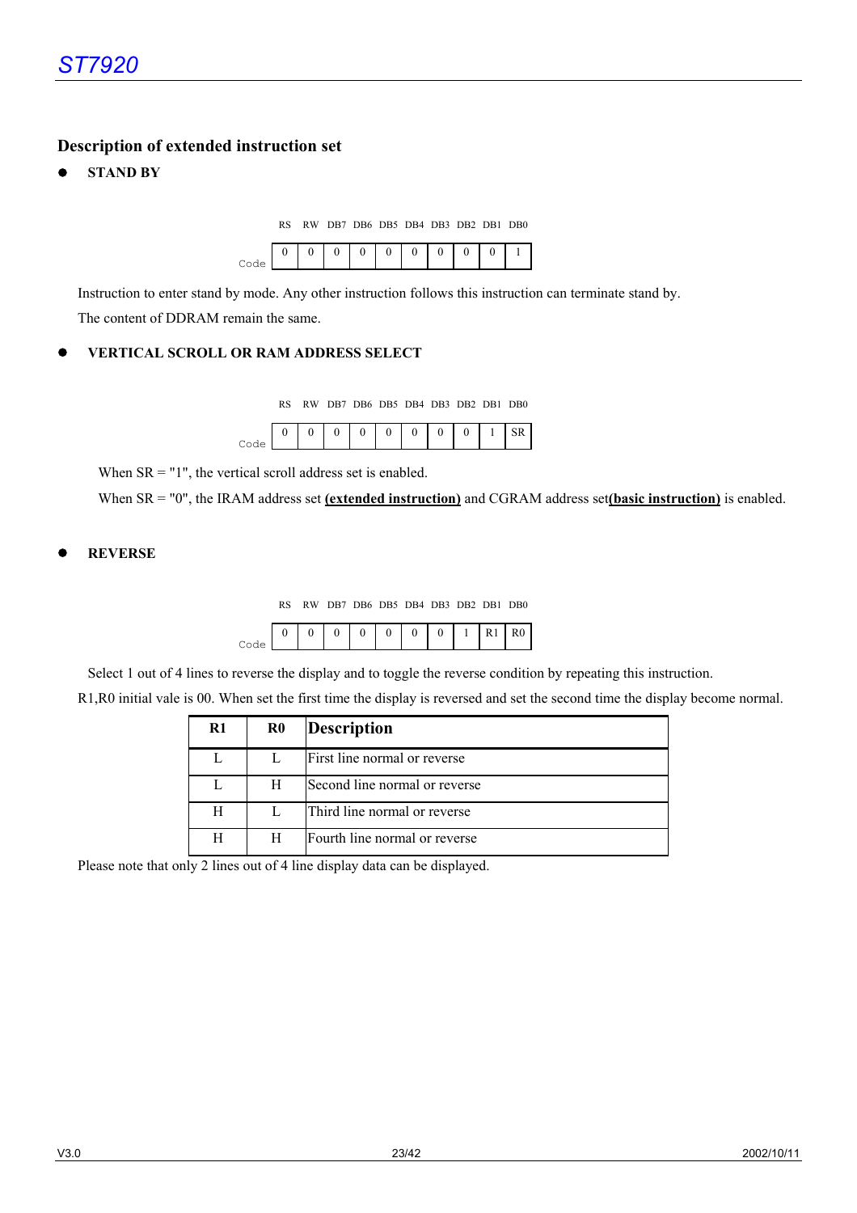## Description of extended instruction set

- **STAND BY**

| | RS | RW | DB7 | DB6 | DB5 | DB4 | DB3 | DB2 | DB1 | DB0 |
|---|---|---|---|---|---|---|---|---|---|---|
| Code | 0 | 0 | 0 | 0 | 0 | 0 | 0 | 0 | 0 | 1 |

Instruction to enter stand by mode. Any other instruction follows this instruction can terminate stand by.

The content of DDRAM remain the same.

- **VERTICAL SCROLL OR RAM ADDRESS SELECT**

| | RS | RW | DB7 | DB6 | DB5 | DB4 | DB3 | DB2 | DB1 | DB0 |
|---|---|---|---|---|---|---|---|---|---|---|
| Code | 0 | 0 | 0 | 0 | 0 | 0 | 0 | 0 | 1 | SR |

When SR = "1", the vertical scroll address set is enabled.

When SR = "0", the IRAM address set **(extended instruction)** and CGRAM address set**(basic instruction)** is enabled.

- **REVERSE**

| | RS | RW | DB7 | DB6 | DB5 | DB4 | DB3 | DB2 | DB1 | DB0 |
|---|---|---|---|---|---|---|---|---|---|---|
| Code | 0 | 0 | 0 | 0 | 0 | 0 | 0 | 1 | R1 | R0 |

Select 1 out of 4 lines to reverse the display and to toggle the reverse condition by repeating this instruction.

R1,R0 initial vale is 00. When set the first time the display is reversed and set the second time the display become normal.

| R1 | R0 | Description |
|---|---|---|
| L | L | First line normal or reverse |
| L | H | Second line normal or reverse |
| H | L | Third line normal or reverse |
| H | H | Fourth line normal or reverse |

Please note that only 2 lines out of 4 line display data can be displayed.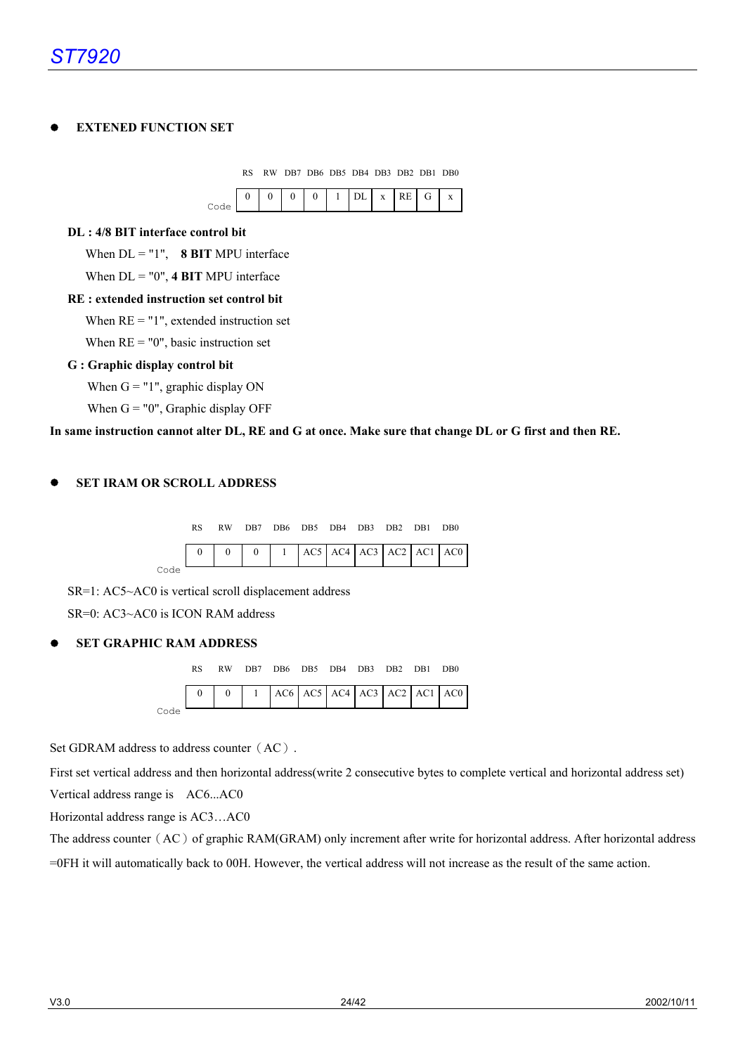- **EXTENED FUNCTION SET**

| | RS | RW | DB7 | DB6 | DB5 | DB4 | DB3 | DB2 | DB1 | DB0 |
|---|---|---|---|---|---|---|---|---|---|---|
| Code | 0 | 0 | 0 | 0 | 1 | DL | x | RE | G | x |

**DL : 4/8 BIT interface control bit**

When DL = "1", **8 BIT** MPU interface

When DL = "0", **4 BIT** MPU interface

**RE : extended instruction set control bit**

When RE = "1", extended instruction set

When RE = "0", basic instruction set

**G : Graphic display control bit**

When G = "1", graphic display ON

When G = "0", Graphic display OFF

**In same instruction cannot alter DL, RE and G at once. Make sure that change DL or G first and then RE.**

- **SET IRAM OR SCROLL ADDRESS**

| | RS | RW | DB7 | DB6 | DB5 | DB4 | DB3 | DB2 | DB1 | DB0 |
|---|---|---|---|---|---|---|---|---|---|---|
| Code | 0 | 0 | 0 | 1 | AC5 | AC4 | AC3 | AC2 | AC1 | AC0 |

SR=1: AC5~AC0 is vertical scroll displacement address

SR=0: AC3~AC0 is ICON RAM address

- **SET GRAPHIC RAM ADDRESS**

| | RS | RW | DB7 | DB6 | DB5 | DB4 | DB3 | DB2 | DB1 | DB0 |
|---|---|---|---|---|---|---|---|---|---|---|
| Code | 0 | 0 | 1 | AC6 | AC5 | AC4 | AC3 | AC2 | AC1 | AC0 |

Set GDRAM address to address counter（AC）.

First set vertical address and then horizontal address(write 2 consecutive bytes to complete vertical and horizontal address set)

Vertical address range is AC6...AC0

Horizontal address range is AC3…AC0

The address counter（AC）of graphic RAM(GRAM) only increment after write for horizontal address. After horizontal address =0FH it will automatically back to 00H. However, the vertical address will not increase as the result of the same action.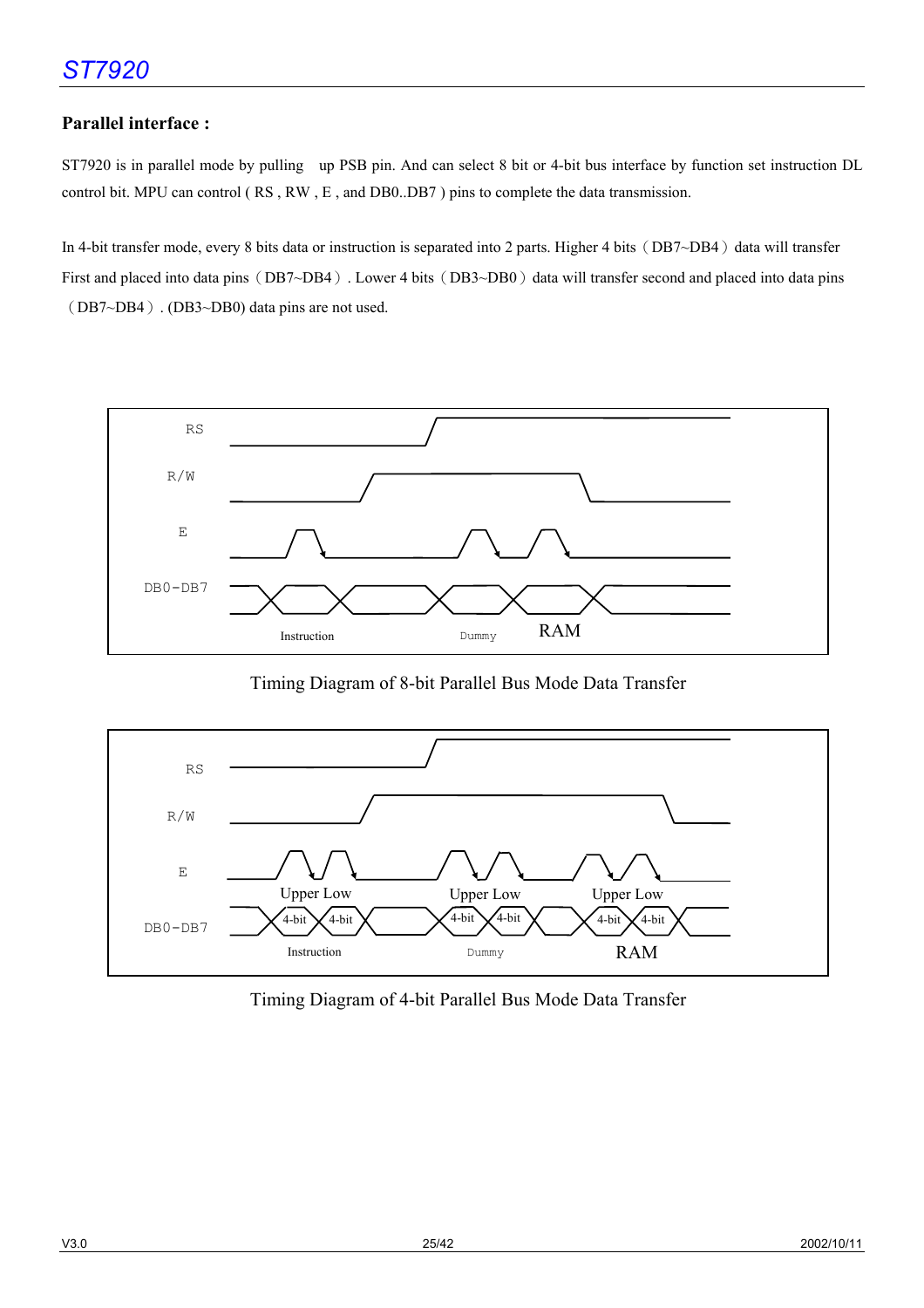## Parallel interface :

ST7920 is in parallel mode by pulling up PSB pin. And can select 8 bit or 4-bit bus interface by function set instruction DL control bit. MPU can control ( RS , RW , E , and DB0..DB7 ) pins to complete the data transmission.

In 4-bit transfer mode, every 8 bits data or instruction is separated into 2 parts. Higher 4 bits（DB7~DB4）data will transfer First and placed into data pins（DB7~DB4）. Lower 4 bits（DB3~DB0）data will transfer second and placed into data pins （DB7~DB4）. (DB3~DB0) data pins are not used.

RS

R/W

E

DB0-DB7

Instruction Dummy RAM

Timing Diagram of 8-bit Parallel Bus Mode Data Transfer

RS

R/W

E

Upper Low Upper Low Upper Low

DB0-DB7 4-bit 4-bit 4-bit 4-bit 4-bit 4-bit

Instruction Dummy RAM

Timing Diagram of 4-bit Parallel Bus Mode Data Transfer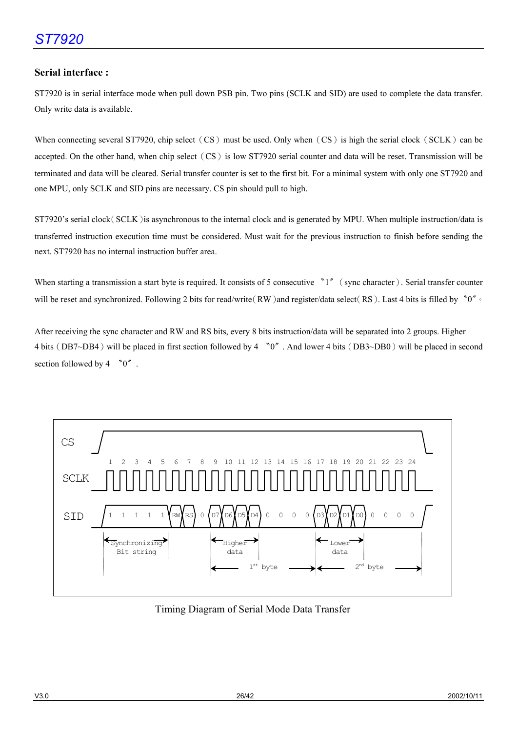## Serial interface :

ST7920 is in serial interface mode when pull down PSB pin. Two pins (SCLK and SID) are used to complete the data transfer. Only write data is available.

When connecting several ST7920, chip select（CS）must be used. Only when（CS）is high the serial clock（SCLK）can be accepted. On the other hand, when chip select（CS）is low ST7920 serial counter and data will be reset. Transmission will be terminated and data will be cleared. Serial transfer counter is set to the first bit. For a minimal system with only one ST7920 and one MPU, only SCLK and SID pins are necessary. CS pin should pull to high.

ST7920's serial clock( SCLK )is asynchronous to the internal clock and is generated by MPU. When multiple instruction/data is transferred instruction execution time must be considered. Must wait for the previous instruction to finish before sending the next. ST7920 has no internal instruction buffer area.

When starting a transmission a start byte is required. It consists of 5 consecutive 〝1〞（sync character）. Serial transfer counter will be reset and synchronized. Following 2 bits for read/write( RW )and register/data select( RS ). Last 4 bits is filled by 〝0〞。

After receiving the sync character and RW and RS bits, every 8 bits instruction/data will be separated into 2 groups. Higher 4 bits ( DB7~DB4 ) will be placed in first section followed by 4 〝0〞. And lower 4 bits ( DB3~DB0 ) will be placed in second section followed by 4 〝0〞.

CS

1 2 3 4 5 6 7 8 9 10 11 12 13 14 15 16 17 18 19 20 21 22 23 24

SCLK

SID 1 1 1 1 1 RW RS 0 D7 D6 D5 D4 0 0 0 0 D3 D2 D1 D0 0 0 0 0

Synchronizing Bit string | Higher data | Lower data | 1st byte | 2nd byte

Timing Diagram of Serial Mode Data Transfer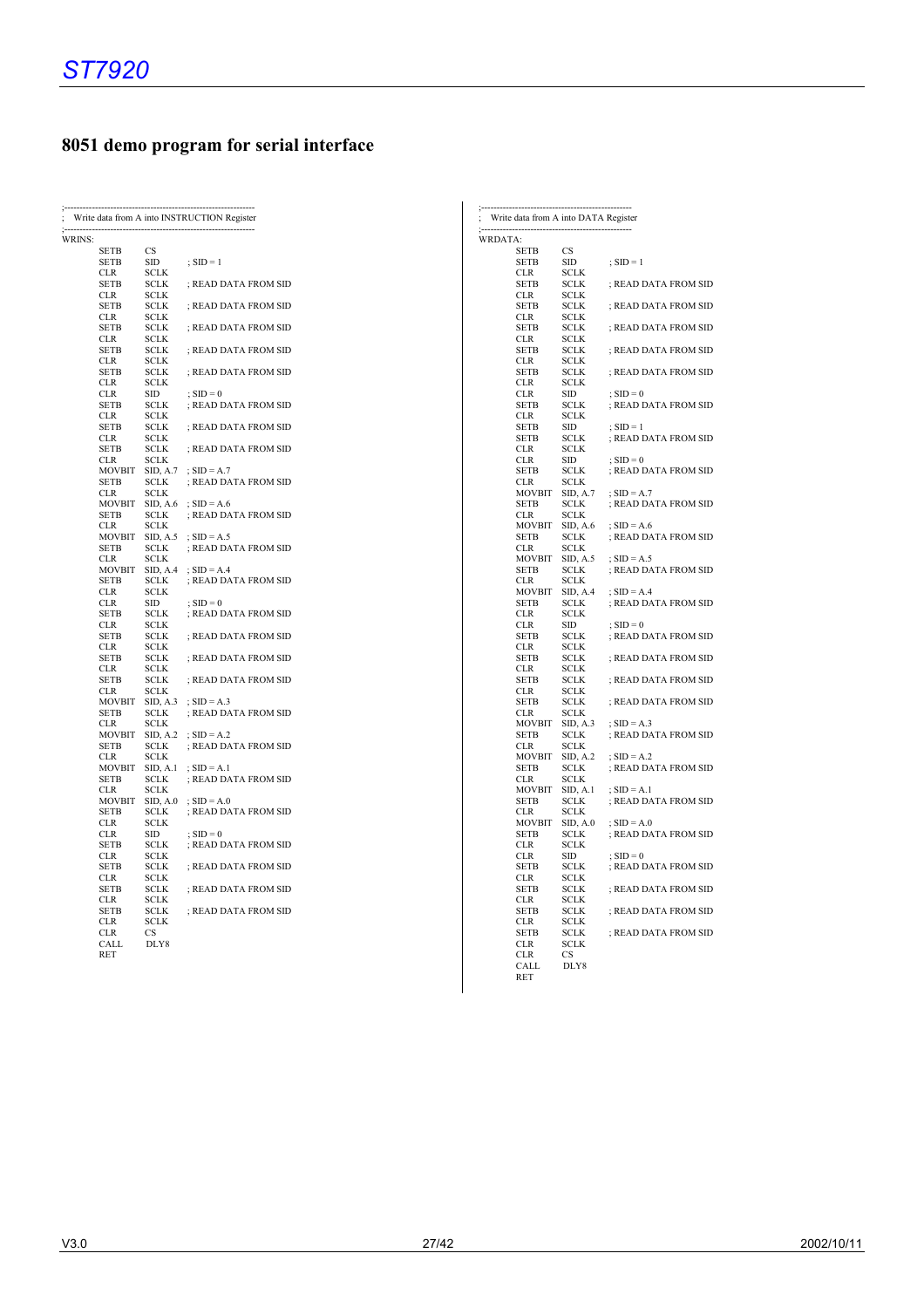# 8051 demo program for serial interface

```
;---------------------------------------------------------------
;   Write data from A into INSTRUCTION Register
;---------------------------------------------------------------
WRINS:
        SETB    CS
        SETB    SID         ; SID = 1
        CLR     SCLK
        SETB    SCLK        ; READ DATA FROM SID
        CLR     SCLK
        SETB    SCLK        ; READ DATA FROM SID
        CLR     SCLK
        SETB    SCLK        ; READ DATA FROM SID
        CLR     SCLK
        SETB    SCLK        ; READ DATA FROM SID
        CLR     SCLK
        SETB    SCLK        ; READ DATA FROM SID
        CLR     SCLK
        CLR     SID         ; SID = 0
        SETB    SCLK        ; READ DATA FROM SID
        CLR     SCLK
        SETB    SCLK        ; READ DATA FROM SID
        CLR     SCLK
        SETB    SCLK        ; READ DATA FROM SID
        CLR     SCLK
        MOVBIT  SID, A.7    ; SID = A.7
        SETB    SCLK        ; READ DATA FROM SID
        CLR     SCLK
        MOVBIT  SID, A.6    ; SID = A.6
        SETB    SCLK        ; READ DATA FROM SID
        CLR     SCLK
        MOVBIT  SID, A.5    ; SID = A.5
        SETB    SCLK        ; READ DATA FROM SID
        CLR     SCLK
        MOVBIT  SID, A.4    ; SID = A.4
        SETB    SCLK        ; READ DATA FROM SID
        CLR     SCLK
        CLR     SID         ; SID = 0
        SETB    SCLK        ; READ DATA FROM SID
        CLR     SCLK
        SETB    SCLK        ; READ DATA FROM SID
        CLR     SCLK
        SETB    SCLK        ; READ DATA FROM SID
        CLR     SCLK
        SETB    SCLK        ; READ DATA FROM SID
        CLR     SCLK
        MOVBIT  SID, A.3    ; SID = A.3
        SETB    SCLK        ; READ DATA FROM SID
        CLR     SCLK
        MOVBIT  SID, A.2    ; SID = A.2
        SETB    SCLK        ; READ DATA FROM SID
        CLR     SCLK
        MOVBIT  SID, A.1    ; SID = A.1
        SETB    SCLK        ; READ DATA FROM SID
        CLR     SCLK
        MOVBIT  SID, A.0    ; SID = A.0
        SETB    SCLK        ; READ DATA FROM SID
        CLR     SCLK
        CLR     SID         ; SID = 0
        SETB    SCLK        ; READ DATA FROM SID
        CLR     SCLK
        SETB    SCLK        ; READ DATA FROM SID
        CLR     SCLK
        SETB    SCLK        ; READ DATA FROM SID
        CLR     SCLK
        SETB    SCLK        ; READ DATA FROM SID
        CLR     SCLK
        CLR     CS
        CALL    DLY8
        RET
```

```
;-----------------------------------------------
;   Write data from A into DATA Register
;-----------------------------------------------
WRDATA:
        SETB    CS
        SETB    SID         ; SID = 1
        CLR     SCLK
        SETB    SCLK        ; READ DATA FROM SID
        CLR     SCLK
        SETB    SCLK        ; READ DATA FROM SID
        CLR     SCLK
        SETB    SCLK        ; READ DATA FROM SID
        CLR     SCLK
        SETB    SCLK        ; READ DATA FROM SID
        CLR     SCLK
        SETB    SCLK        ; READ DATA FROM SID
        CLR     SCLK
        CLR     SID         ; SID = 0
        SETB    SCLK        ; READ DATA FROM SID
        CLR     SCLK
        SETB    SID         ; SID = 1
        SETB    SCLK        ; READ DATA FROM SID
        CLR     SCLK
        CLR     SID         ; SID = 0
        SETB    SCLK        ; READ DATA FROM SID
        CLR     SCLK
        MOVBIT  SID, A.7    ; SID = A.7
        SETB    SCLK        ; READ DATA FROM SID
        CLR     SCLK
        MOVBIT  SID, A.6    ; SID = A.6
        SETB    SCLK        ; READ DATA FROM SID
        CLR     SCLK
        MOVBIT  SID, A.5    ; SID = A.5
        SETB    SCLK        ; READ DATA FROM SID
        CLR     SCLK
        MOVBIT  SID, A.4    ; SID = A.4
        SETB    SCLK        ; READ DATA FROM SID
        CLR     SCLK
        CLR     SID         ; SID = 0
        SETB    SCLK        ; READ DATA FROM SID
        CLR     SCLK
        SETB    SCLK        ; READ DATA FROM SID
        CLR     SCLK
        SETB    SCLK        ; READ DATA FROM SID
        CLR     SCLK
        SETB    SCLK        ; READ DATA FROM SID
        CLR     SCLK
        MOVBIT  SID, A.3    ; SID = A.3
        SETB    SCLK        ; READ DATA FROM SID
        CLR     SCLK
        MOVBIT  SID, A.2    ; SID = A.2
        SETB    SCLK        ; READ DATA FROM SID
        CLR     SCLK
        MOVBIT  SID, A.1    ; SID = A.1
        SETB    SCLK        ; READ DATA FROM SID
        CLR     SCLK
        MOVBIT  SID, A.0    ; SID = A.0
        SETB    SCLK        ; READ DATA FROM SID
        CLR     SCLK
        CLR     SID         ; SID = 0
        SETB    SCLK        ; READ DATA FROM SID
        CLR     SCLK
        SETB    SCLK        ; READ DATA FROM SID
        CLR     SCLK
        SETB    SCLK        ; READ DATA FROM SID
        CLR     SCLK
        SETB    SCLK        ; READ DATA FROM SID
        CLR     SCLK
        CLR     CS
        CALL    DLY8
        RET
```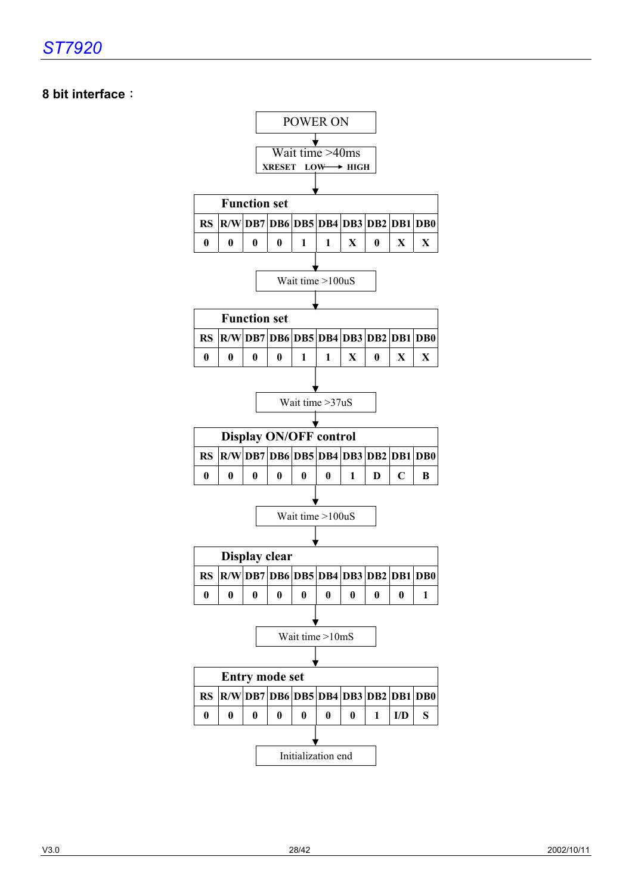## 8 bit interface：

POWER ON

↓

Wait time >40ms
XRESET LOW → HIGH

↓

**Function set**

| RS | R/W | DB7 | DB6 | DB5 | DB4 | DB3 | DB2 | DB1 | DB0 |
|---|---|---|---|---|---|---|---|---|---|
| 0 | 0 | 0 | 0 | 1 | 1 | X | 0 | X | X |

↓

Wait time >100uS

↓

**Function set**

| RS | R/W | DB7 | DB6 | DB5 | DB4 | DB3 | DB2 | DB1 | DB0 |
|---|---|---|---|---|---|---|---|---|---|
| 0 | 0 | 0 | 0 | 1 | 1 | X | 0 | X | X |

↓

Wait time >37uS

↓

**Display ON/OFF control**

| RS | R/W | DB7 | DB6 | DB5 | DB4 | DB3 | DB2 | DB1 | DB0 |
|---|---|---|---|---|---|---|---|---|---|
| 0 | 0 | 0 | 0 | 0 | 0 | 1 | D | C | B |

↓

Wait time >100uS

↓

**Display clear**

| RS | R/W | DB7 | DB6 | DB5 | DB4 | DB3 | DB2 | DB1 | DB0 |
|---|---|---|---|---|---|---|---|---|---|
| 0 | 0 | 0 | 0 | 0 | 0 | 0 | 0 | 0 | 1 |

↓

Wait time >10mS

↓

**Entry mode set**

| RS | R/W | DB7 | DB6 | DB5 | DB4 | DB3 | DB2 | DB1 | DB0 |
|---|---|---|---|---|---|---|---|---|---|
| 0 | 0 | 0 | 0 | 0 | 0 | 0 | 1 | I/D | S |

↓

Initialization end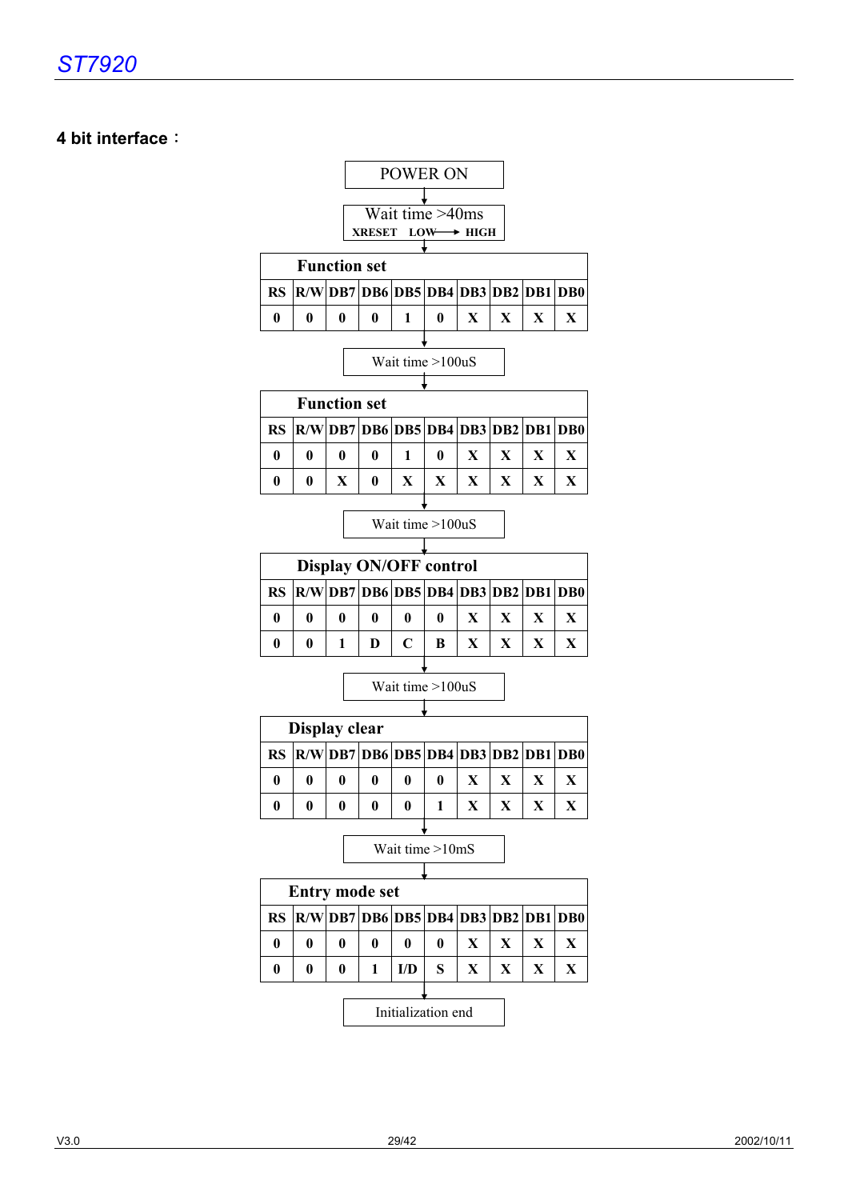## 4 bit interface：

POWER ON

↓

Wait time >40ms
XRESET LOW ⟶ HIGH

↓

**Function set**

| RS | R/W | DB7 | DB6 | DB5 | DB4 | DB3 | DB2 | DB1 | DB0 |
|---|---|---|---|---|---|---|---|---|---|
| 0 | 0 | 0 | 0 | 1 | 0 | X | X | X | X |

↓

Wait time >100uS

↓

**Function set**

| RS | R/W | DB7 | DB6 | DB5 | DB4 | DB3 | DB2 | DB1 | DB0 |
|---|---|---|---|---|---|---|---|---|---|
| 0 | 0 | 0 | 0 | 1 | 0 | X | X | X | X |
| 0 | 0 | X | 0 | X | X | X | X | X | X |

↓

Wait time >100uS

↓

**Display ON/OFF control**

| RS | R/W | DB7 | DB6 | DB5 | DB4 | DB3 | DB2 | DB1 | DB0 |
|---|---|---|---|---|---|---|---|---|---|
| 0 | 0 | 0 | 0 | 0 | 0 | X | X | X | X |
| 0 | 0 | 1 | D | C | B | X | X | X | X |

↓

Wait time >100uS

↓

**Display clear**

| RS | R/W | DB7 | DB6 | DB5 | DB4 | DB3 | DB2 | DB1 | DB0 |
|---|---|---|---|---|---|---|---|---|---|
| 0 | 0 | 0 | 0 | 0 | 0 | X | X | X | X |
| 0 | 0 | 0 | 0 | 0 | 1 | X | X | X | X |

↓

Wait time >10mS

↓

**Entry mode set**

| RS | R/W | DB7 | DB6 | DB5 | DB4 | DB3 | DB2 | DB1 | DB0 |
|---|---|---|---|---|---|---|---|---|---|
| 0 | 0 | 0 | 0 | 0 | 0 | X | X | X | X |
| 0 | 0 | 0 | 1 | I/D | S | X | X | X | X |

↓

Initialization end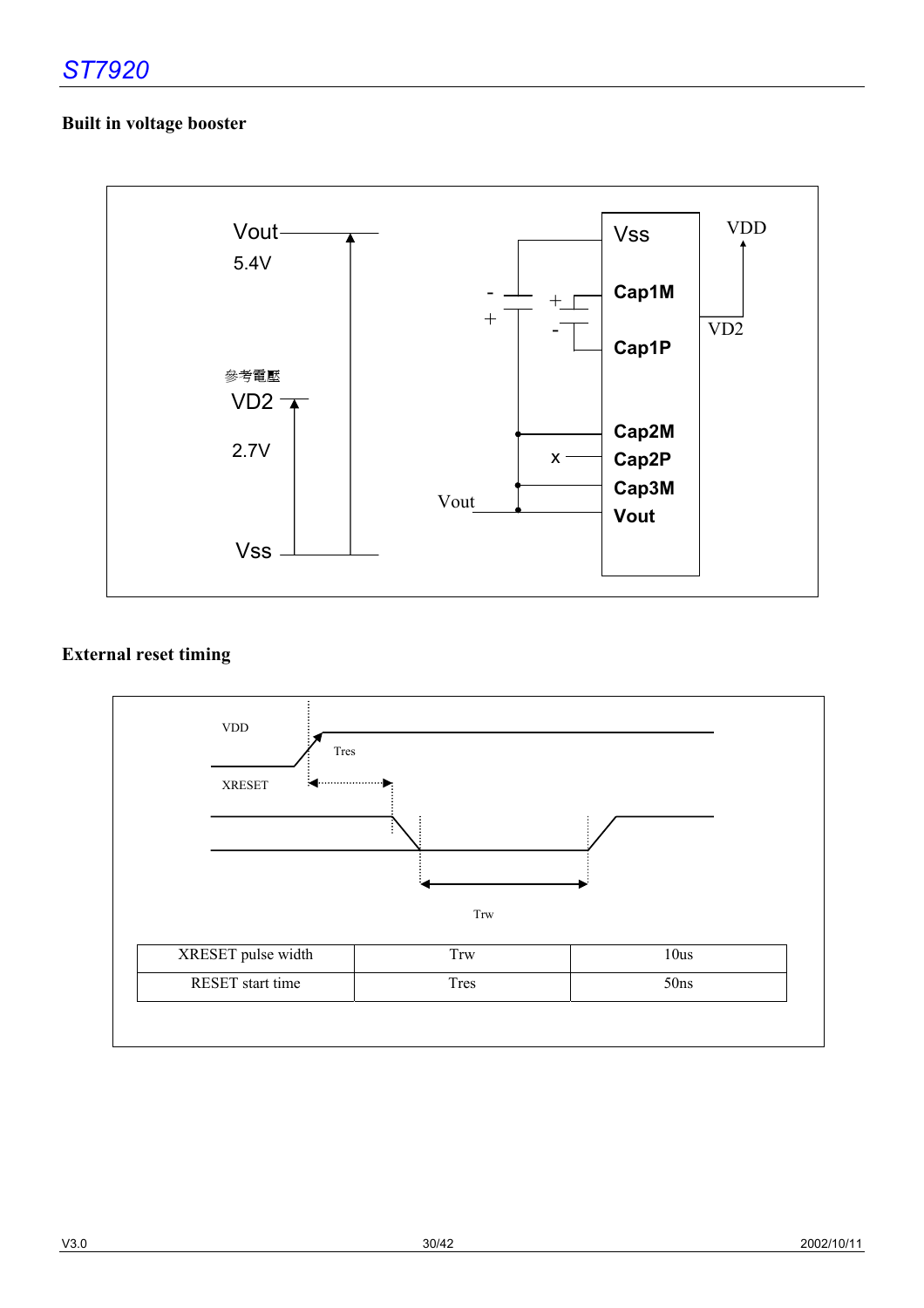## Built in voltage booster

Vout 5.4V

參考電壓

VD2 2.7V

Vss

Vss

Cap1M

Cap1P

Cap2M

Cap2P

Cap3M

Vout

VDD

VD2

Vout

## External reset timing

VDD

XRESET

Tres

Trw

| XRESET pulse width | Trw | 10us |
|---|---|---|
| RESET start time | Tres | 50ns |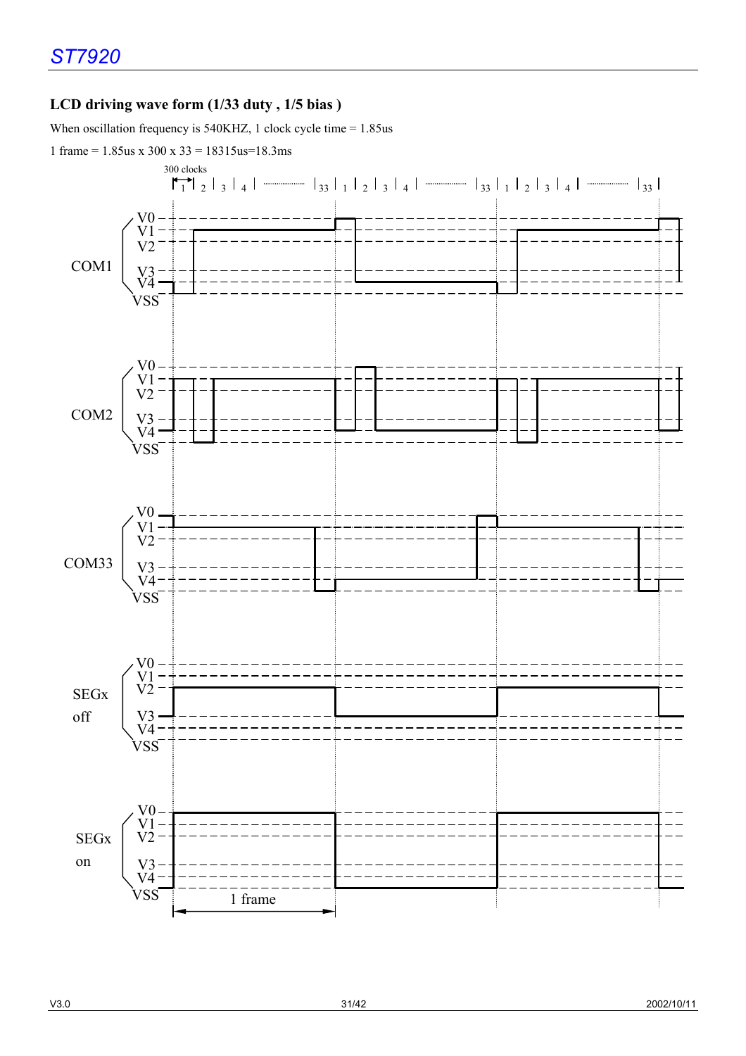### LCD driving wave form (1/33 duty , 1/5 bias )

When oscillation frequency is 540KHZ, 1 clock cycle time = 1.85us

1 frame = 1.85us x 300 x 33 = 18315us=18.3ms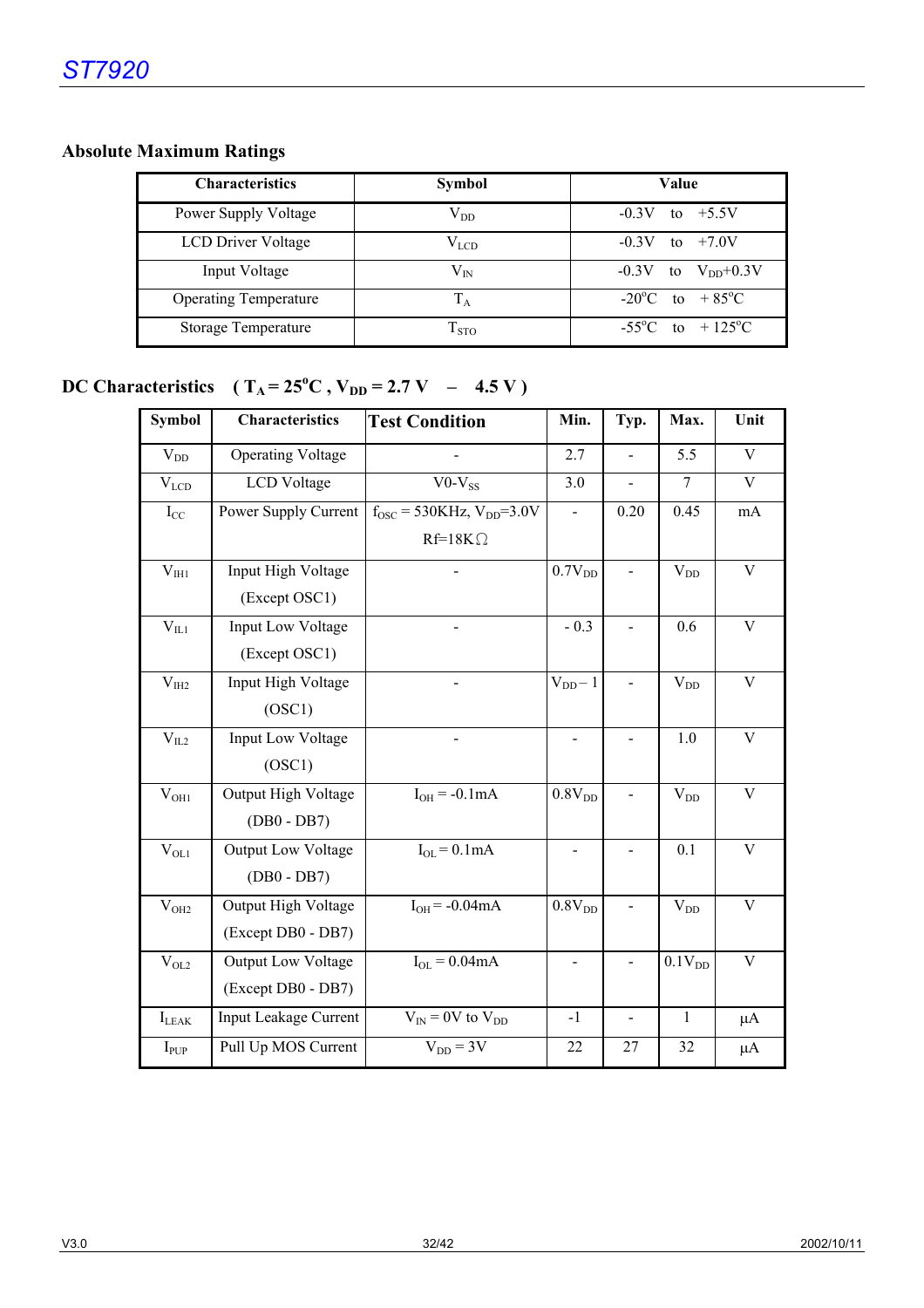## Absolute Maximum Ratings

| Characteristics | Symbol | Value |
|---|---|---|
| Power Supply Voltage | $V_{DD}$ | -0.3V to +5.5V |
| LCD Driver Voltage | $V_{LCD}$ | -0.3V to +7.0V |
| Input Voltage | $V_{IN}$ | -0.3V to $V_{DD}$+0.3V |
| Operating Temperature | $T_A$ | -20°C to + 85°C |
| Storage Temperature | $T_{STO}$ | -55°C to + 125°C |

## DC Characteristics ( $T_A = 25^oC$ , $V_{DD} = 2.7$ V – 4.5 V )

| Symbol | Characteristics | Test Condition | Min. | Typ. | Max. | Unit |
|---|---|---|---|---|---|---|
| $V_{DD}$ | Operating Voltage | - | 2.7 | - | 5.5 | V |
| $V_{LCD}$ | LCD Voltage | V0-$V_{SS}$ | 3.0 | - | 7 | V |
| $I_{CC}$ | Power Supply Current | $f_{OSC}$ = 530KHz, $V_{DD}$=3.0V Rf=18KΩ | - | 0.20 | 0.45 | mA |
| $V_{IH1}$ | Input High Voltage (Except OSC1) | - | 0.7$V_{DD}$ | - | $V_{DD}$ | V |
| $V_{IL1}$ | Input Low Voltage (Except OSC1) | - | - 0.3 | - | 0.6 | V |
| $V_{IH2}$ | Input High Voltage (OSC1) | - | $V_{DD}$ – 1 | - | $V_{DD}$ | V |
| $V_{IL2}$ | Input Low Voltage (OSC1) | - | - | - | 1.0 | V |
| $V_{OH1}$ | Output High Voltage (DB0 - DB7) | $I_{OH}$ = -0.1mA | 0.8$V_{DD}$ | - | $V_{DD}$ | V |
| $V_{OL1}$ | Output Low Voltage (DB0 - DB7) | $I_{OL}$ = 0.1mA | - | - | 0.1 | V |
| $V_{OH2}$ | Output High Voltage (Except DB0 - DB7) | $I_{OH}$ = -0.04mA | 0.8$V_{DD}$ | - | $V_{DD}$ | V |
| $V_{OL2}$ | Output Low Voltage (Except DB0 - DB7) | $I_{OL}$ = 0.04mA | - | - | 0.1$V_{DD}$ | V |
| $I_{LEAK}$ | Input Leakage Current | $V_{IN}$ = 0V to $V_{DD}$ | -1 | - | 1 | μA |
| $I_{PUP}$ | Pull Up MOS Current | $V_{DD}$ = 3V | 22 | 27 | 32 | μA |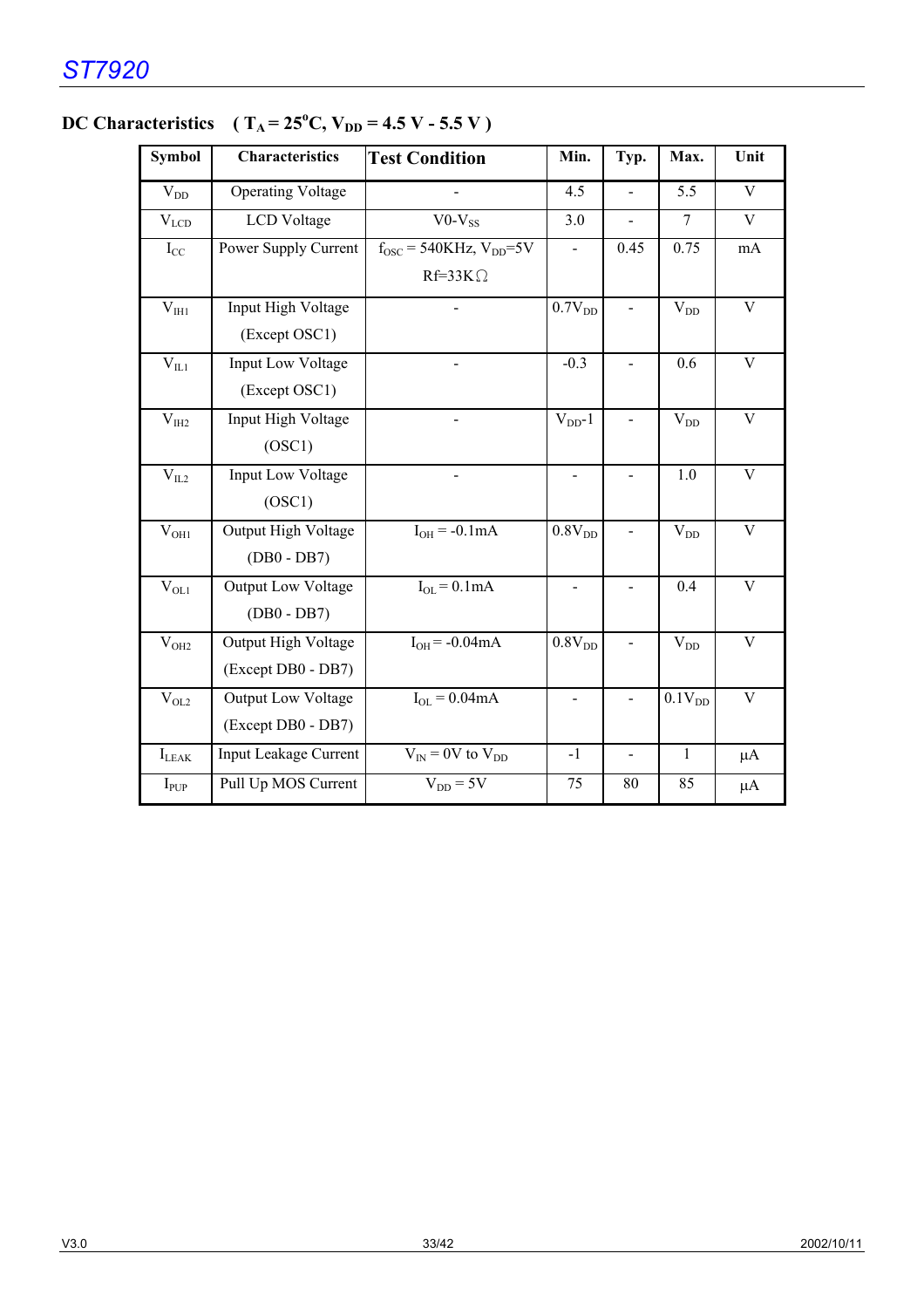## DC Characteristics ( $T_A = 25^oC$, $V_{DD} = 4.5\ V - 5.5\ V$ )

| Symbol | Characteristics | Test Condition | Min. | Typ. | Max. | Unit |
|---|---|---|---|---|---|---|
| $V_{DD}$ | Operating Voltage | - | 4.5 | - | 5.5 | V |
| $V_{LCD}$ | LCD Voltage | V0-$V_{SS}$ | 3.0 | - | 7 | V |
| $I_{CC}$ | Power Supply Current | $f_{OSC}$ = 540KHz, $V_{DD}$=5V Rf=33KΩ | - | 0.45 | 0.75 | mA |
| $V_{IH1}$ | Input High Voltage (Except OSC1) | - | 0.7$V_{DD}$ | - | $V_{DD}$ | V |
| $V_{IL1}$ | Input Low Voltage (Except OSC1) | - | -0.3 | - | 0.6 | V |
| $V_{IH2}$ | Input High Voltage (OSC1) | - | $V_{DD}$-1 | - | $V_{DD}$ | V |
| $V_{IL2}$ | Input Low Voltage (OSC1) | - | - | - | 1.0 | V |
| $V_{OH1}$ | Output High Voltage (DB0 - DB7) | $I_{OH}$ = -0.1mA | 0.8$V_{DD}$ | - | $V_{DD}$ | V |
| $V_{OL1}$ | Output Low Voltage (DB0 - DB7) | $I_{OL}$ = 0.1mA | - | - | 0.4 | V |
| $V_{OH2}$ | Output High Voltage (Except DB0 - DB7) | $I_{OH}$ = -0.04mA | 0.8$V_{DD}$ | - | $V_{DD}$ | V |
| $V_{OL2}$ | Output Low Voltage (Except DB0 - DB7) | $I_{OL}$ = 0.04mA | - | - | 0.1$V_{DD}$ | V |
| $I_{LEAK}$ | Input Leakage Current | $V_{IN}$ = 0V to $V_{DD}$ | -1 | - | 1 | μA |
| $I_{PUP}$ | Pull Up MOS Current | $V_{DD}$ = 5V | 75 | 80 | 85 | μA |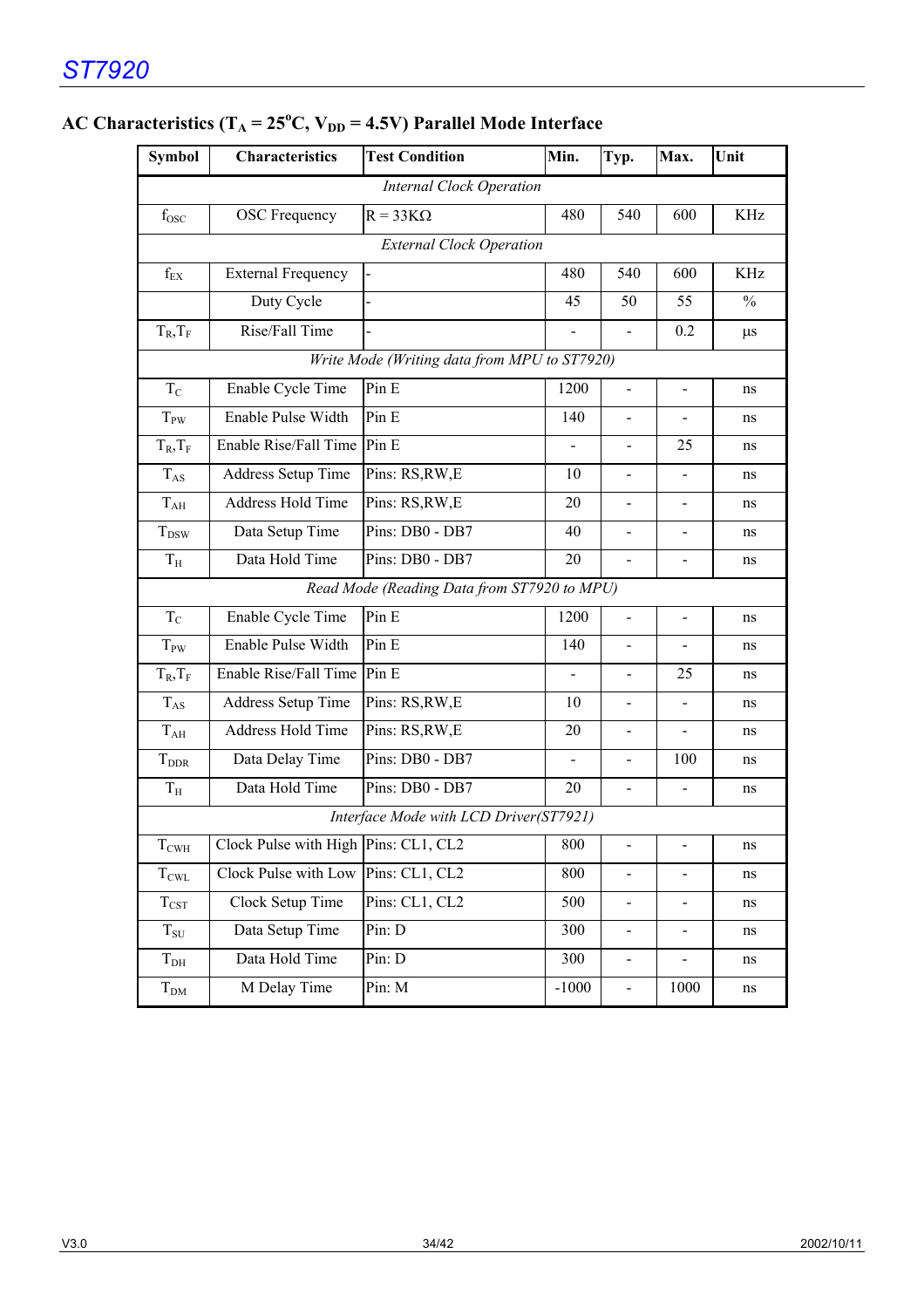## AC Characteristics ($T_A$ = 25°C, $V_{DD}$ = 4.5V) Parallel Mode Interface

| Symbol | Characteristics | Test Condition | Min. | Typ. | Max. | Unit |
|---|---|---|---|---|---|---|
| | | *Internal Clock Operation* | | | | |
| $f_{OSC}$ | OSC Frequency | R = 33KΩ | 480 | 540 | 600 | KHz |
| | | *External Clock Operation* | | | | |
| $f_{EX}$ | External Frequency | - | 480 | 540 | 600 | KHz |
| | Duty Cycle | - | 45 | 50 | 55 | % |
| $T_R$,$T_F$ | Rise/Fall Time | - | - | - | 0.2 | µs |
| | | *Write Mode (Writing data from MPU to ST7920)* | | | | |
| $T_C$ | Enable Cycle Time | Pin E | 1200 | - | - | ns |
| $T_{PW}$ | Enable Pulse Width | Pin E | 140 | - | - | ns |
| $T_R$,$T_F$ | Enable Rise/Fall Time | Pin E | - | - | 25 | ns |
| $T_{AS}$ | Address Setup Time | Pins: RS,RW,E | 10 | - | - | ns |
| $T_{AH}$ | Address Hold Time | Pins: RS,RW,E | 20 | - | - | ns |
| $T_{DSW}$ | Data Setup Time | Pins: DB0 - DB7 | 40 | - | - | ns |
| $T_H$ | Data Hold Time | Pins: DB0 - DB7 | 20 | - | - | ns |
| | | *Read Mode (Reading Data from ST7920 to MPU)* | | | | |
| $T_C$ | Enable Cycle Time | Pin E | 1200 | - | - | ns |
| $T_{PW}$ | Enable Pulse Width | Pin E | 140 | - | - | ns |
| $T_R$,$T_F$ | Enable Rise/Fall Time | Pin E | - | - | 25 | ns |
| $T_{AS}$ | Address Setup Time | Pins: RS,RW,E | 10 | - | - | ns |
| $T_{AH}$ | Address Hold Time | Pins: RS,RW,E | 20 | - | - | ns |
| $T_{DDR}$ | Data Delay Time | Pins: DB0 - DB7 | - | - | 100 | ns |
| $T_H$ | Data Hold Time | Pins: DB0 - DB7 | 20 | - | - | ns |
| | | *Interface Mode with LCD Driver(ST7921)* | | | | |
| $T_{CWH}$ | Clock Pulse with High | Pins: CL1, CL2 | 800 | - | - | ns |
| $T_{CWL}$ | Clock Pulse with Low | Pins: CL1, CL2 | 800 | - | - | ns |
| $T_{CST}$ | Clock Setup Time | Pins: CL1, CL2 | 500 | - | - | ns |
| $T_{SU}$ | Data Setup Time | Pin: D | 300 | - | - | ns |
| $T_{DH}$ | Data Hold Time | Pin: D | 300 | - | - | ns |
| $T_{DM}$ | M Delay Time | Pin: M | -1000 | - | 1000 | ns |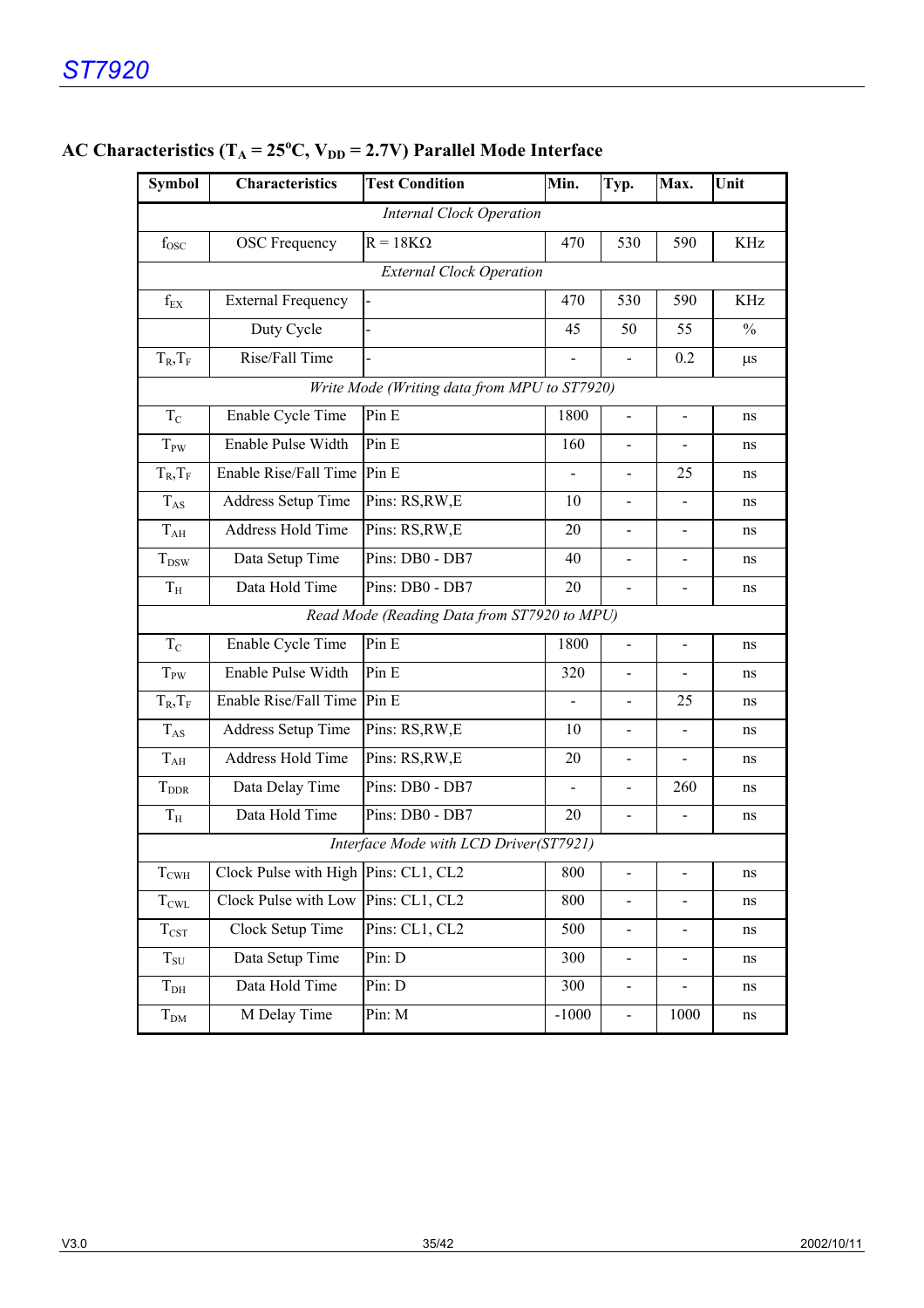## AC Characteristics ($T_A = 25^oC$, $V_{DD} = 2.7V$) Parallel Mode Interface

| Symbol | Characteristics | Test Condition | Min. | Typ. | Max. | Unit |
|---|---|---|---|---|---|---|
| *Internal Clock Operation* | | | | | | |
| $f_{OSC}$ | OSC Frequency | R = 18KΩ | 470 | 530 | 590 | KHz |
| *External Clock Operation* | | | | | | |
| $f_{EX}$ | External Frequency | - | 470 | 530 | 590 | KHz |
| | Duty Cycle | - | 45 | 50 | 55 | % |
| $T_R$,$T_F$ | Rise/Fall Time | - | - | - | 0.2 | µs |
| *Write Mode (Writing data from MPU to ST7920)* | | | | | | |
| $T_C$ | Enable Cycle Time | Pin E | 1800 | - | - | ns |
| $T_{PW}$ | Enable Pulse Width | Pin E | 160 | - | - | ns |
| $T_R$,$T_F$ | Enable Rise/Fall Time | Pin E | - | - | 25 | ns |
| $T_{AS}$ | Address Setup Time | Pins: RS,RW,E | 10 | - | - | ns |
| $T_{AH}$ | Address Hold Time | Pins: RS,RW,E | 20 | - | - | ns |
| $T_{DSW}$ | Data Setup Time | Pins: DB0 - DB7 | 40 | - | - | ns |
| $T_H$ | Data Hold Time | Pins: DB0 - DB7 | 20 | - | - | ns |
| *Read Mode (Reading Data from ST7920 to MPU)* | | | | | | |
| $T_C$ | Enable Cycle Time | Pin E | 1800 | - | - | ns |
| $T_{PW}$ | Enable Pulse Width | Pin E | 320 | - | - | ns |
| $T_R$,$T_F$ | Enable Rise/Fall Time | Pin E | - | - | 25 | ns |
| $T_{AS}$ | Address Setup Time | Pins: RS,RW,E | 10 | - | - | ns |
| $T_{AH}$ | Address Hold Time | Pins: RS,RW,E | 20 | - | - | ns |
| $T_{DDR}$ | Data Delay Time | Pins: DB0 - DB7 | - | - | 260 | ns |
| $T_H$ | Data Hold Time | Pins: DB0 - DB7 | 20 | - | - | ns |
| *Interface Mode with LCD Driver(ST7921)* | | | | | | |
| $T_{CWH}$ | Clock Pulse with High | Pins: CL1, CL2 | 800 | - | - | ns |
| $T_{CWL}$ | Clock Pulse with Low | Pins: CL1, CL2 | 800 | - | - | ns |
| $T_{CST}$ | Clock Setup Time | Pins: CL1, CL2 | 500 | - | - | ns |
| $T_{SU}$ | Data Setup Time | Pin: D | 300 | - | - | ns |
| $T_{DH}$ | Data Hold Time | Pin: D | 300 | - | - | ns |
| $T_{DM}$ | M Delay Time | Pin: M | -1000 | - | 1000 | ns |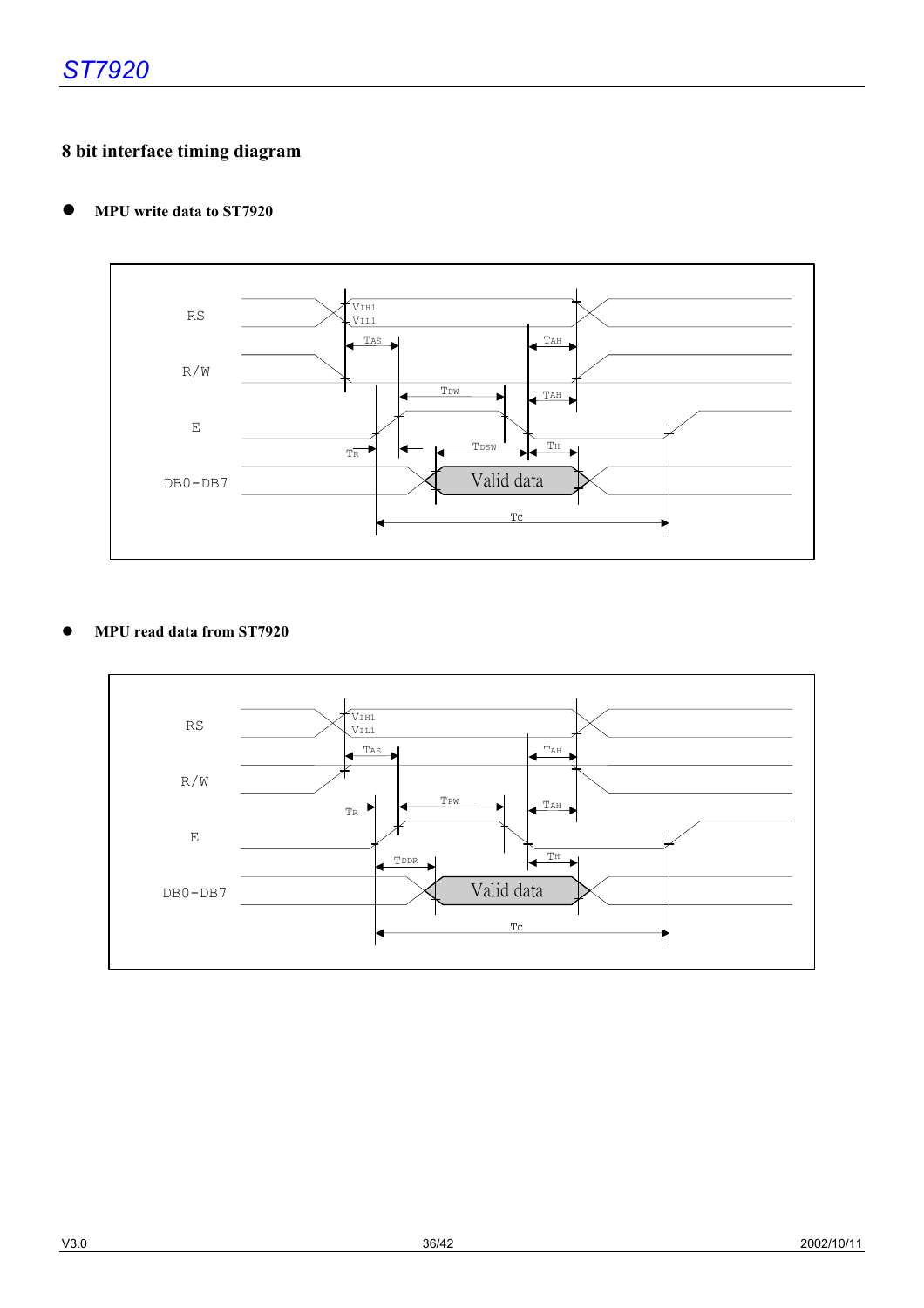## 8 bit interface timing diagram

- **MPU write data to ST7920**

RS

$V_{IH1}$

$V_{IL1}$

$T_{AS}$

$T_{AH}$

R/W

$T_{PW}$

$T_{AH}$

E

$T_R$

$T_{DSW}$

$T_H$

DB0-DB7

Valid data

$T_C$

- **MPU read data from ST7920**

RS

$V_{IH1}$

$V_{IL1}$

$T_{AS}$

$T_{AH}$

R/W

$T_R$

$T_{PW}$

$T_{AH}$

E

$T_{DDR}$

$T_H$

DB0-DB7

Valid data

$T_C$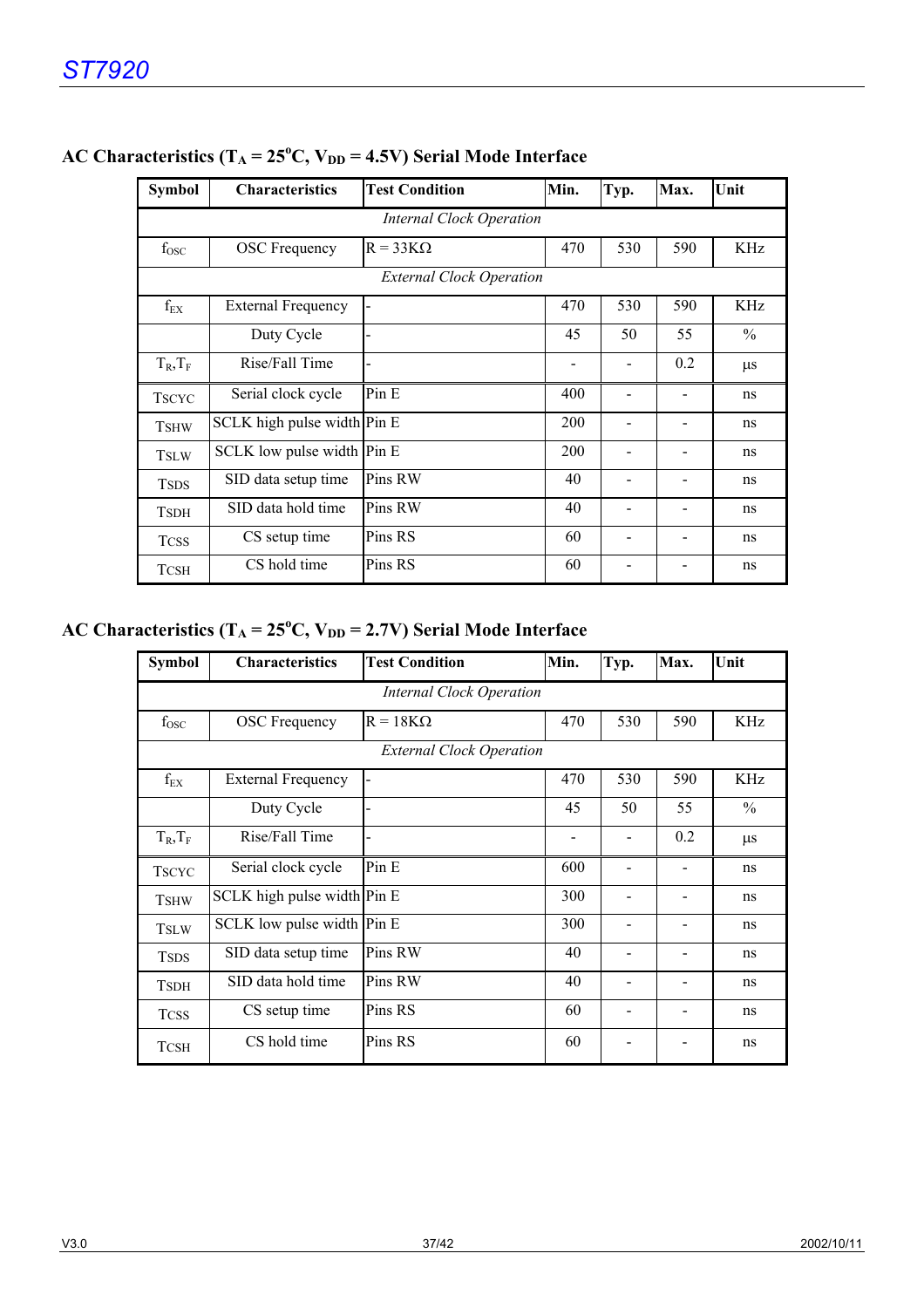## AC Characteristics ($T_A = 25^oC$, $V_{DD} = 4.5V$) Serial Mode Interface

| Symbol | Characteristics | Test Condition | Min. | Typ. | Max. | Unit |
|---|---|---|---|---|---|---|
| | | *Internal Clock Operation* | | | | |
| $f_{OSC}$ | OSC Frequency | R = 33KΩ | 470 | 530 | 590 | KHz |
| | | *External Clock Operation* | | | | |
| $f_{EX}$ | External Frequency | - | 470 | 530 | 590 | KHz |
| | Duty Cycle | - | 45 | 50 | 55 | % |
| $T_R$,$T_F$ | Rise/Fall Time | - | - | - | 0.2 | μs |
| TSCYC | Serial clock cycle | Pin E | 400 | - | - | ns |
| TSHW | SCLK high pulse width | Pin E | 200 | - | - | ns |
| TSLW | SCLK low pulse width | Pin E | 200 | - | - | ns |
| TSDS | SID data setup time | Pins RW | 40 | - | - | ns |
| TSDH | SID data hold time | Pins RW | 40 | - | - | ns |
| TCSS | CS setup time | Pins RS | 60 | - | - | ns |
| TCSH | CS hold time | Pins RS | 60 | - | - | ns |

## AC Characteristics ($T_A = 25^oC$, $V_{DD} = 2.7V$) Serial Mode Interface

| Symbol | Characteristics | Test Condition | Min. | Typ. | Max. | Unit |
|---|---|---|---|---|---|---|
| | | *Internal Clock Operation* | | | | |
| $f_{OSC}$ | OSC Frequency | R = 18KΩ | 470 | 530 | 590 | KHz |
| | | *External Clock Operation* | | | | |
| $f_{EX}$ | External Frequency | - | 470 | 530 | 590 | KHz |
| | Duty Cycle | - | 45 | 50 | 55 | % |
| $T_R$,$T_F$ | Rise/Fall Time | - | - | - | 0.2 | μs |
| TSCYC | Serial clock cycle | Pin E | 600 | - | - | ns |
| TSHW | SCLK high pulse width | Pin E | 300 | - | - | ns |
| TSLW | SCLK low pulse width | Pin E | 300 | - | - | ns |
| TSDS | SID data setup time | Pins RW | 40 | - | - | ns |
| TSDH | SID data hold time | Pins RW | 40 | - | - | ns |
| TCSS | CS setup time | Pins RS | 60 | - | - | ns |
| TCSH | CS hold time | Pins RS | 60 | - | - | ns |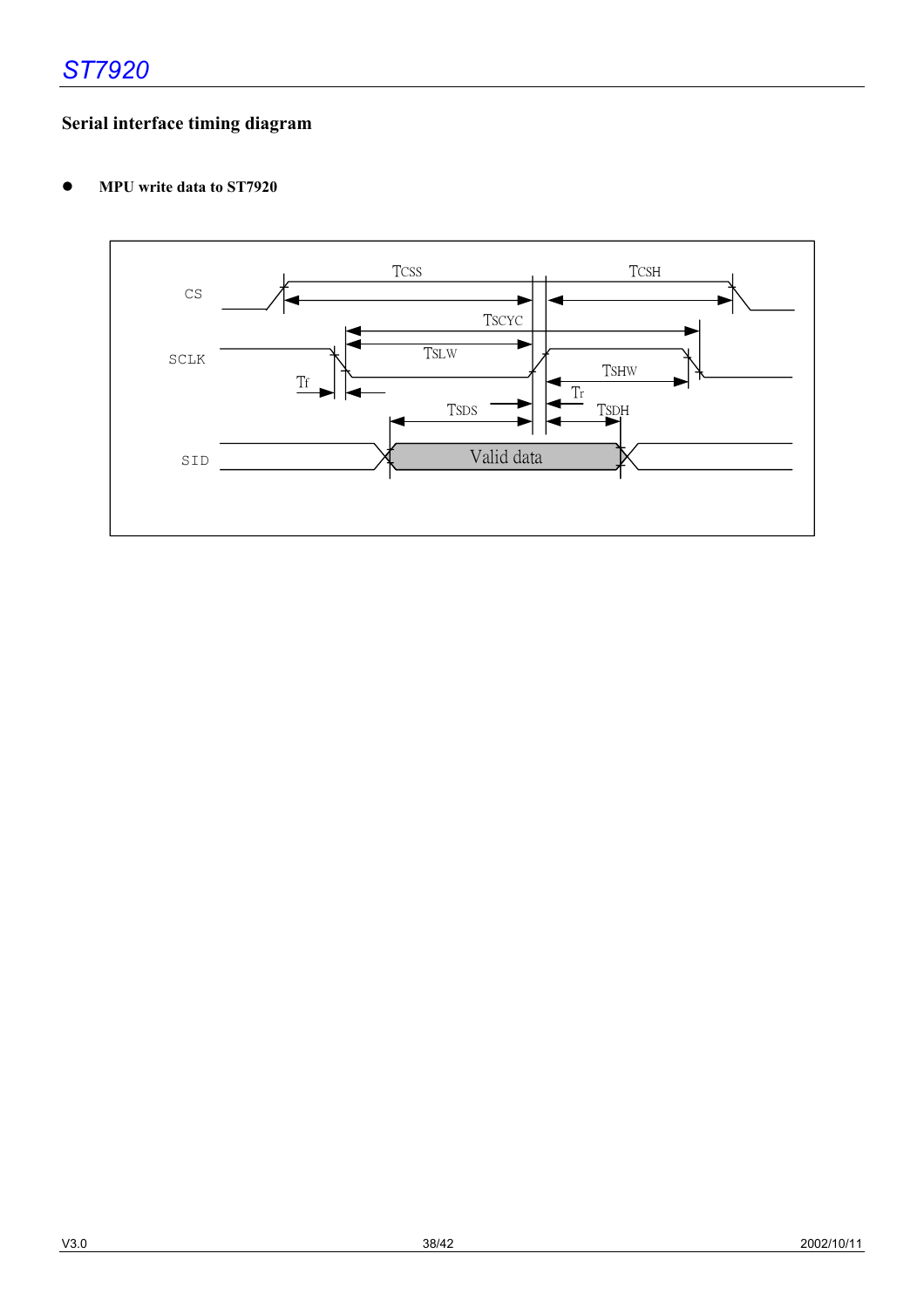## Serial interface timing diagram

- **MPU write data to ST7920**

CS

SCLK

SID

TCSS

TCSH

TSCYC

TSLW

TSHW

Tf

Tr

TSDS

TSDH

Valid data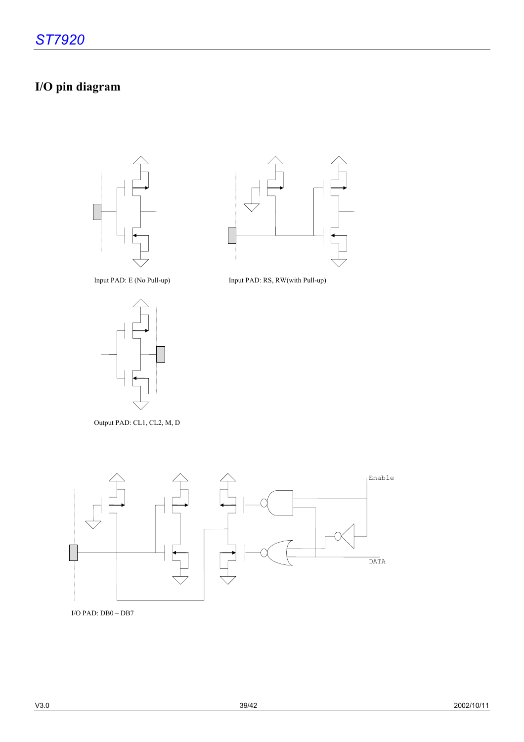# I/O pin diagram

Input PAD: E (No Pull-up)

Input PAD: RS, RW(with Pull-up)

Output PAD: CL1, CL2, M, D

Enable

DATA

I/O PAD: DB0 – DB7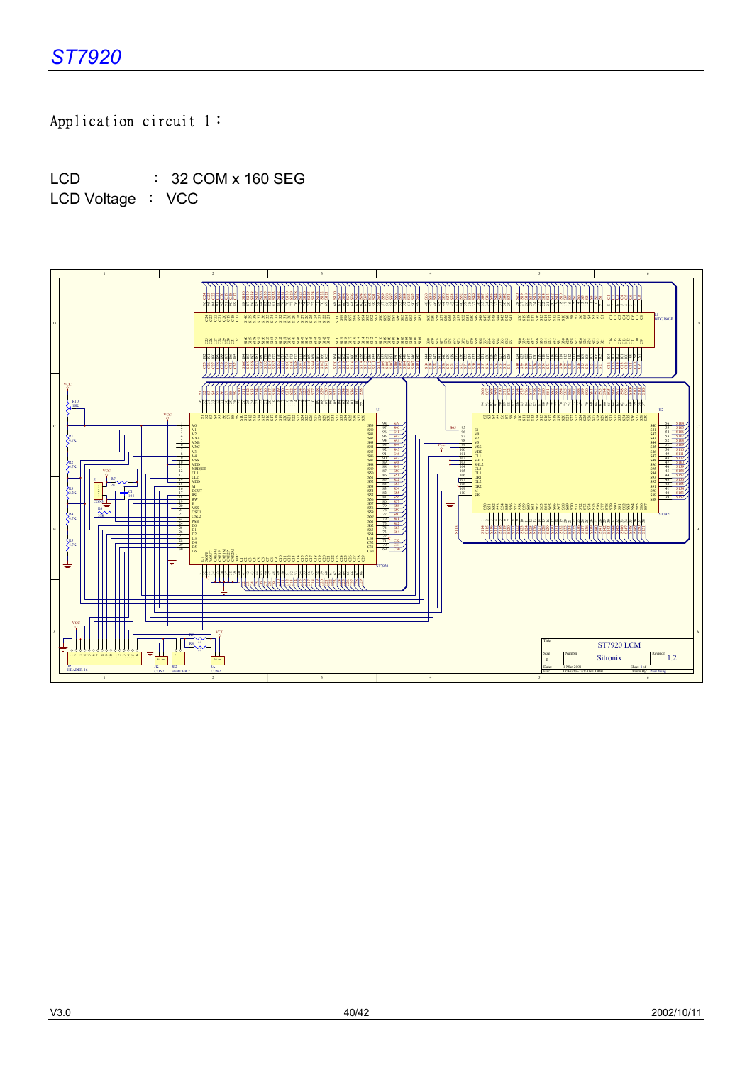Application circuit 1：

LCD　　　　：32 COM x 160 SEG

LCD Voltage ： VCC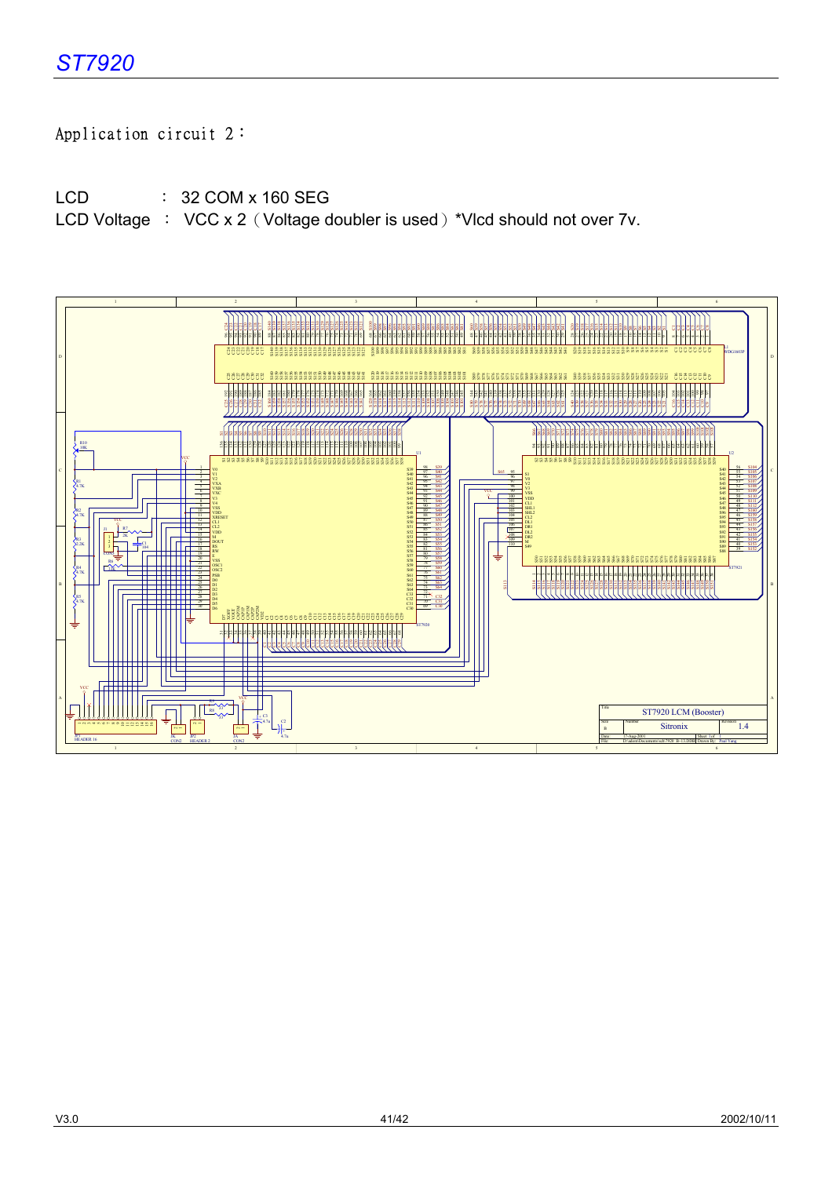Application circuit 2：

LCD　　　　：32 COM x 160 SEG

LCD Voltage　：　VCC x 2（Voltage doubler is used）*Vlcd should not over 7v.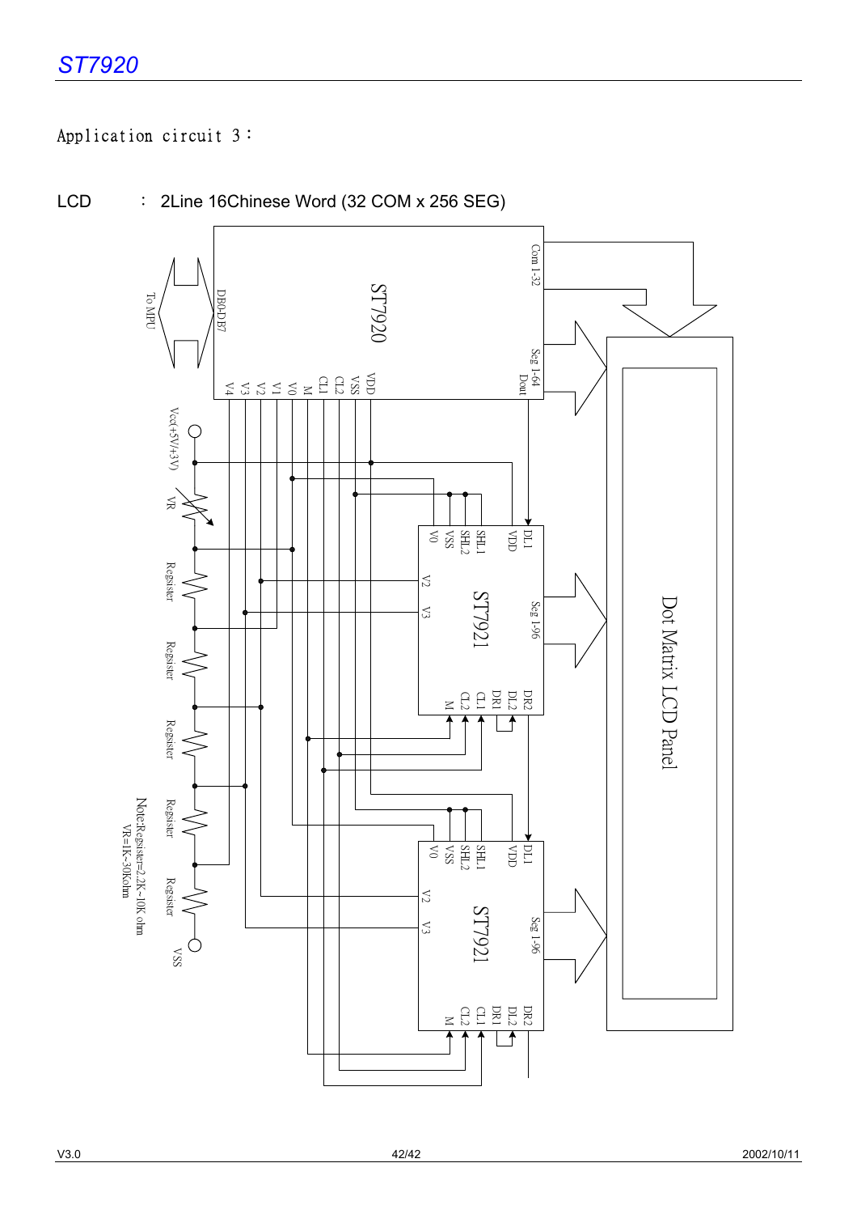Application circuit 3：

LCD ： 2Line 16Chinese Word (32 COM x 256 SEG)

ST7920

To MPU

DB0-DB7

Com 1-32

Seg 1-64

Dout

VDD

VSS

CL2

CL1

M

V0

V1

V2

V3

V4

Vcc(+5V/+3V)

VR

Register

Register

Register

Register

Register

VSS

Note:Register=2.2K~10K ohm

VR=1K~30Kohm

ST7921

DL1

VDD

SHL1

SHL2

VSS

V0

V2

V3

Seg 1-96

DR2

DL2

DR1

CL1

CL2

M

ST7921

DL1

VDD

SHL1

SHL2

VSS

V0

V2

V3

Seg 1-96

DR2

DL2

DR1

CL1

CL2

M

Dot Matrix LCD Panel